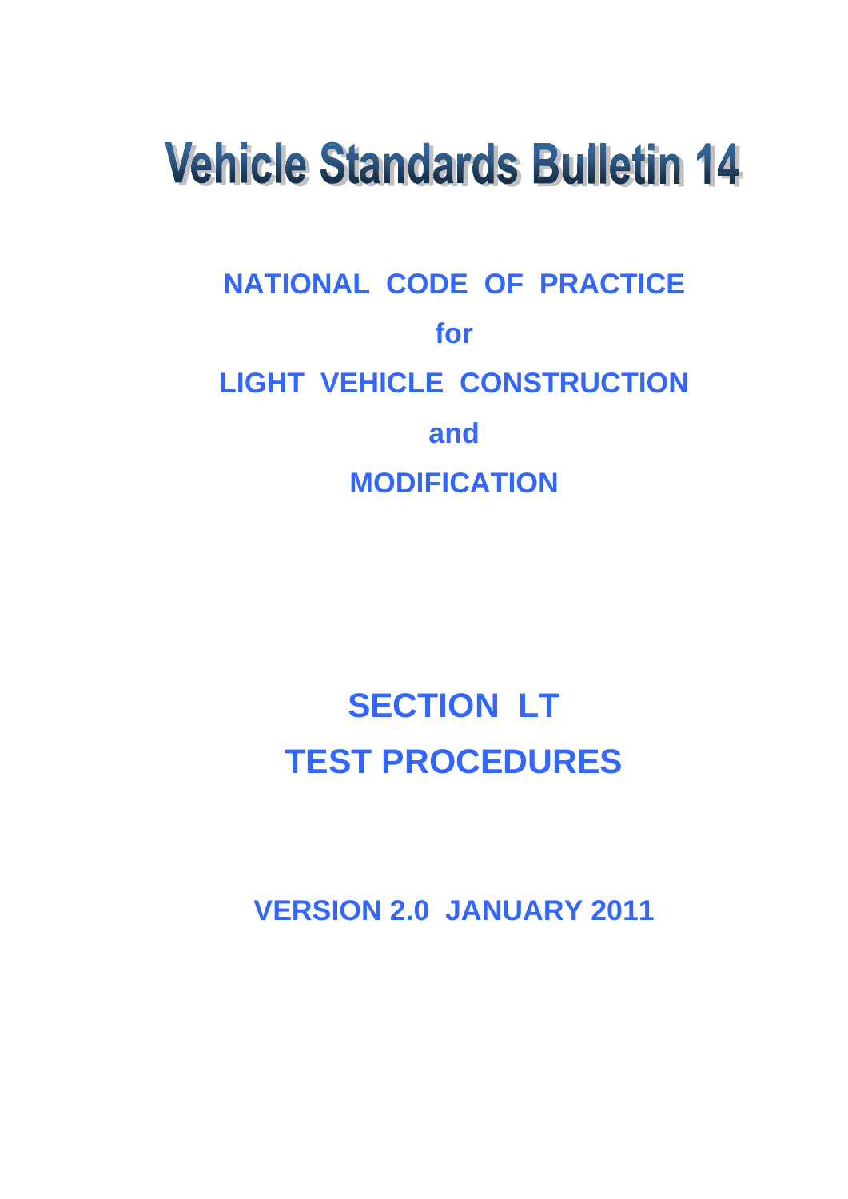# Vehicle Standards Bulletin 14

## NATIONAL CODE OF PRACTICE

## for

## LIGHT VEHICLE CONSTRUCTION

## and

## MODIFICATION

# SECTION LT

# TEST PROCEDURES

**VERSION 2.0 JANUARY 2011**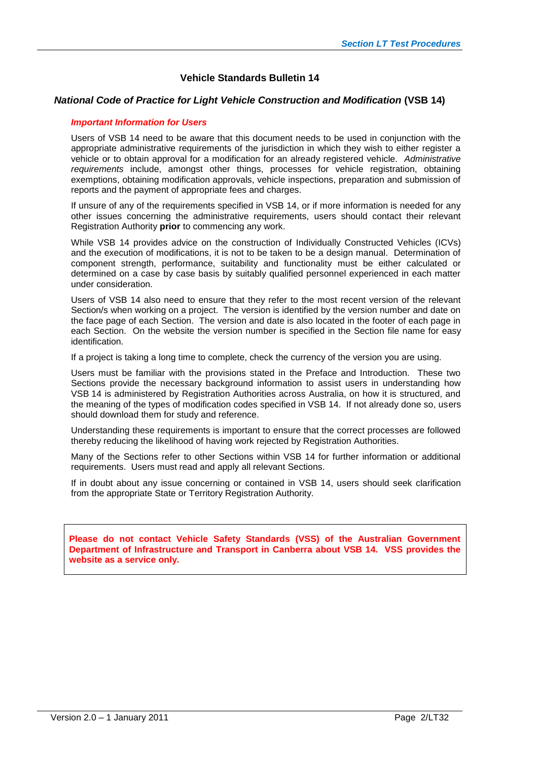## Vehicle Standards Bulletin 14

### *National Code of Practice for Light Vehicle Construction and Modification* (VSB 14)

#### *Important Information for Users*

Users of VSB 14 need to be aware that this document needs to be used in conjunction with the appropriate administrative requirements of the jurisdiction in which they wish to either register a vehicle or to obtain approval for a modification for an already registered vehicle. *Administrative requirements* include, amongst other things, processes for vehicle registration, obtaining exemptions, obtaining modification approvals, vehicle inspections, preparation and submission of reports and the payment of appropriate fees and charges.

If unsure of any of the requirements specified in VSB 14, or if more information is needed for any other issues concerning the administrative requirements, users should contact their relevant Registration Authority **prior** to commencing any work.

While VSB 14 provides advice on the construction of Individually Constructed Vehicles (ICVs) and the execution of modifications, it is not to be taken to be a design manual. Determination of component strength, performance, suitability and functionality must be either calculated or determined on a case by case basis by suitably qualified personnel experienced in each matter under consideration.

Users of VSB 14 also need to ensure that they refer to the most recent version of the relevant Section/s when working on a project. The version is identified by the version number and date on the face page of each Section. The version and date is also located in the footer of each page in each Section. On the website the version number is specified in the Section file name for easy identification.

If a project is taking a long time to complete, check the currency of the version you are using.

Users must be familiar with the provisions stated in the Preface and Introduction. These two Sections provide the necessary background information to assist users in understanding how VSB 14 is administered by Registration Authorities across Australia, on how it is structured, and the meaning of the types of modification codes specified in VSB 14. If not already done so, users should download them for study and reference.

Understanding these requirements is important to ensure that the correct processes are followed thereby reducing the likelihood of having work rejected by Registration Authorities.

Many of the Sections refer to other Sections within VSB 14 for further information or additional requirements. Users must read and apply all relevant Sections.

If in doubt about any issue concerning or contained in VSB 14, users should seek clarification from the appropriate State or Territory Registration Authority.

**Please do not contact Vehicle Safety Standards (VSS) of the Australian Government Department of Infrastructure and Transport in Canberra about VSB 14. VSS provides the website as a service only.**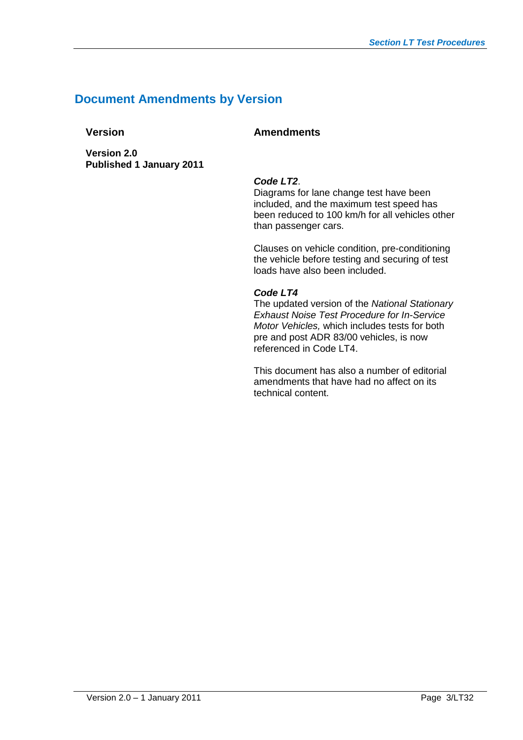## Document Amendments by Version

| Version | Amendments |
| --- | --- |
| **Version 2.0**<br>**Published 1 January 2011** | ***Code LT2***.<br>Diagrams for lane change test have been included, and the maximum test speed has been reduced to 100 km/h for all vehicles other than passenger cars.<br><br>Clauses on vehicle condition, pre-conditioning the vehicle before testing and securing of test loads have also been included.<br><br>***Code LT4***<br>The updated version of the *National Stationary Exhaust Noise Test Procedure for In-Service Motor Vehicles,* which includes tests for both pre and post ADR 83/00 vehicles, is now referenced in Code LT4.<br><br>This document has also a number of editorial amendments that have had no affect on its technical content. |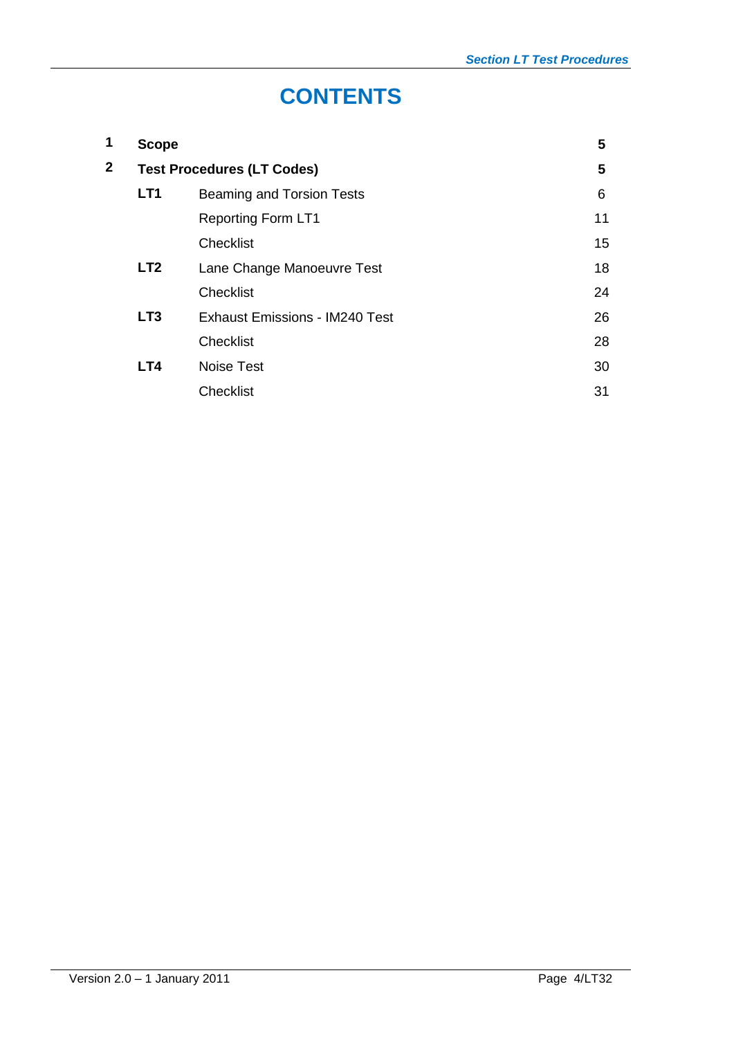# CONTENTS

| | | | |
|---|---|---|---|
| **1** | **Scope** | | **5** |
| **2** | **Test Procedures (LT Codes)** | | **5** |
| | **LT1** | Beaming and Torsion Tests | 6 |
| | | Reporting Form LT1 | 11 |
| | | Checklist | 15 |
| | **LT2** | Lane Change Manoeuvre Test | 18 |
| | | Checklist | 24 |
| | **LT3** | Exhaust Emissions - IM240 Test | 26 |
| | | Checklist | 28 |
| | **LT4** | Noise Test | 30 |
| | | Checklist | 31 |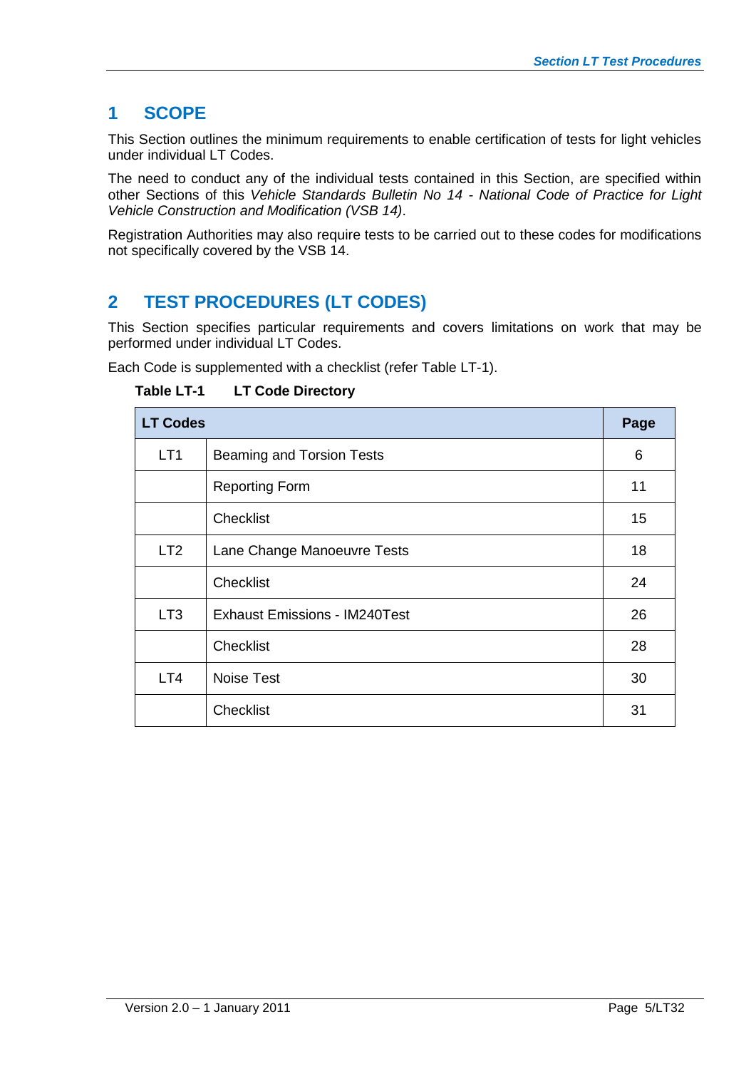# 1 SCOPE

This Section outlines the minimum requirements to enable certification of tests for light vehicles under individual LT Codes.

The need to conduct any of the individual tests contained in this Section, are specified within other Sections of this *Vehicle Standards Bulletin No 14 - National Code of Practice for Light Vehicle Construction and Modification (VSB 14)*.

Registration Authorities may also require tests to be carried out to these codes for modifications not specifically covered by the VSB 14.

# 2 TEST PROCEDURES (LT CODES)

This Section specifies particular requirements and covers limitations on work that may be performed under individual LT Codes.

Each Code is supplemented with a checklist (refer Table LT-1).

**Table LT-1 LT Code Directory**

| LT Codes | | Page |
|---|---|---|
| LT1 | Beaming and Torsion Tests | 6 |
| | Reporting Form | 11 |
| | Checklist | 15 |
| LT2 | Lane Change Manoeuvre Tests | 18 |
| | Checklist | 24 |
| LT3 | Exhaust Emissions - IM240Test | 26 |
| | Checklist | 28 |
| LT4 | Noise Test | 30 |
| | Checklist | 31 |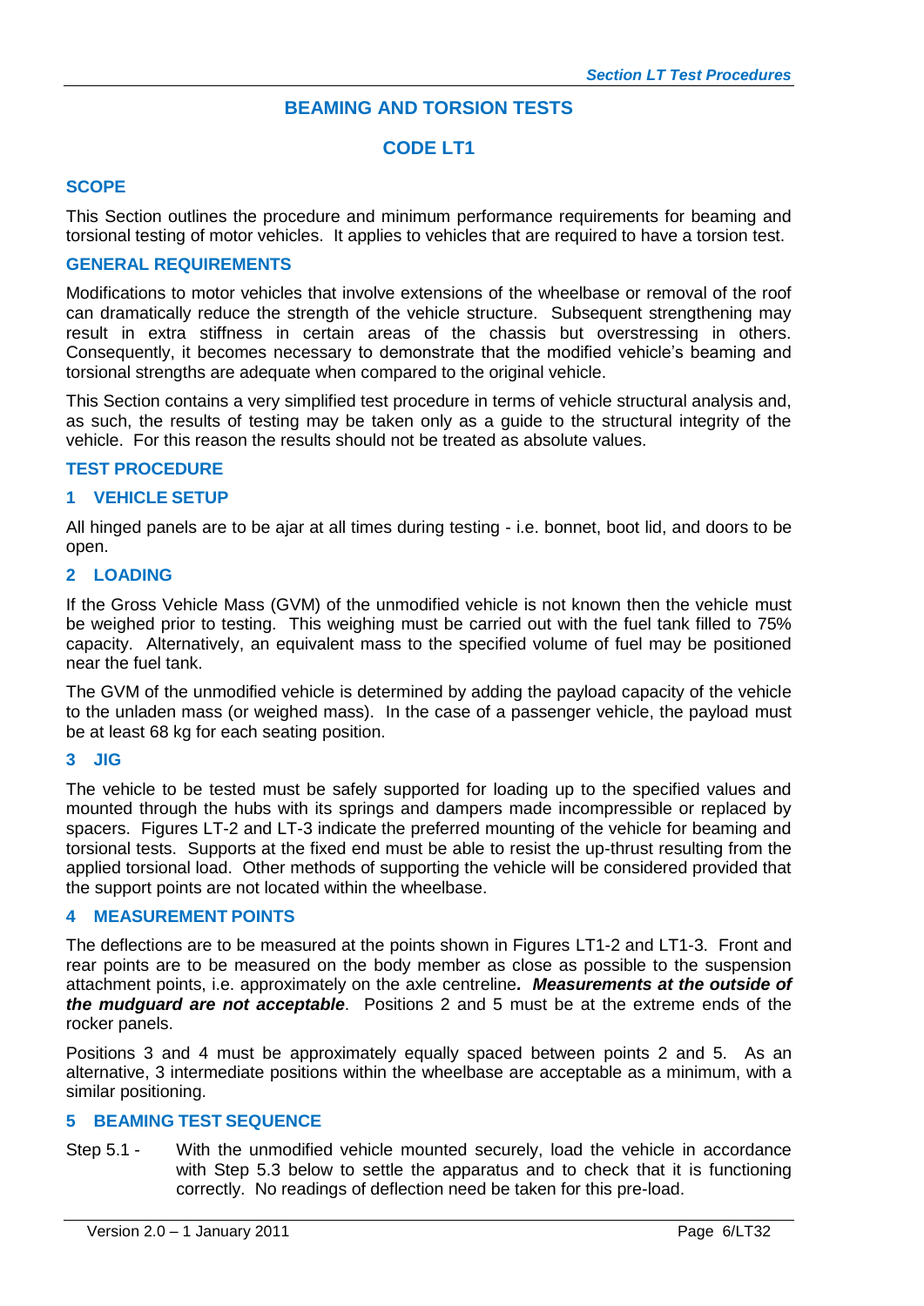## BEAMING AND TORSION TESTS

## CODE LT1

### SCOPE

This Section outlines the procedure and minimum performance requirements for beaming and torsional testing of motor vehicles. It applies to vehicles that are required to have a torsion test.

### GENERAL REQUIREMENTS

Modifications to motor vehicles that involve extensions of the wheelbase or removal of the roof can dramatically reduce the strength of the vehicle structure. Subsequent strengthening may result in extra stiffness in certain areas of the chassis but overstressing in others. Consequently, it becomes necessary to demonstrate that the modified vehicle's beaming and torsional strengths are adequate when compared to the original vehicle.

This Section contains a very simplified test procedure in terms of vehicle structural analysis and, as such, the results of testing may be taken only as a guide to the structural integrity of the vehicle. For this reason the results should not be treated as absolute values.

### TEST PROCEDURE

### 1 VEHICLE SETUP

All hinged panels are to be ajar at all times during testing - i.e. bonnet, boot lid, and doors to be open.

### 2 LOADING

If the Gross Vehicle Mass (GVM) of the unmodified vehicle is not known then the vehicle must be weighed prior to testing. This weighing must be carried out with the fuel tank filled to 75% capacity. Alternatively, an equivalent mass to the specified volume of fuel may be positioned near the fuel tank.

The GVM of the unmodified vehicle is determined by adding the payload capacity of the vehicle to the unladen mass (or weighed mass). In the case of a passenger vehicle, the payload must be at least 68 kg for each seating position.

### 3 JIG

The vehicle to be tested must be safely supported for loading up to the specified values and mounted through the hubs with its springs and dampers made incompressible or replaced by spacers. Figures LT-2 and LT-3 indicate the preferred mounting of the vehicle for beaming and torsional tests. Supports at the fixed end must be able to resist the up-thrust resulting from the applied torsional load. Other methods of supporting the vehicle will be considered provided that the support points are not located within the wheelbase.

### 4 MEASUREMENT POINTS

The deflections are to be measured at the points shown in Figures LT1-2 and LT1-3. Front and rear points are to be measured on the body member as close as possible to the suspension attachment points, i.e. approximately on the axle centreline***. Measurements at the outside of the mudguard are not acceptable***. Positions 2 and 5 must be at the extreme ends of the rocker panels.

Positions 3 and 4 must be approximately equally spaced between points 2 and 5. As an alternative, 3 intermediate positions within the wheelbase are acceptable as a minimum, with a similar positioning.

### 5 BEAMING TEST SEQUENCE

Step 5.1 - With the unmodified vehicle mounted securely, load the vehicle in accordance with Step 5.3 below to settle the apparatus and to check that it is functioning correctly. No readings of deflection need be taken for this pre-load.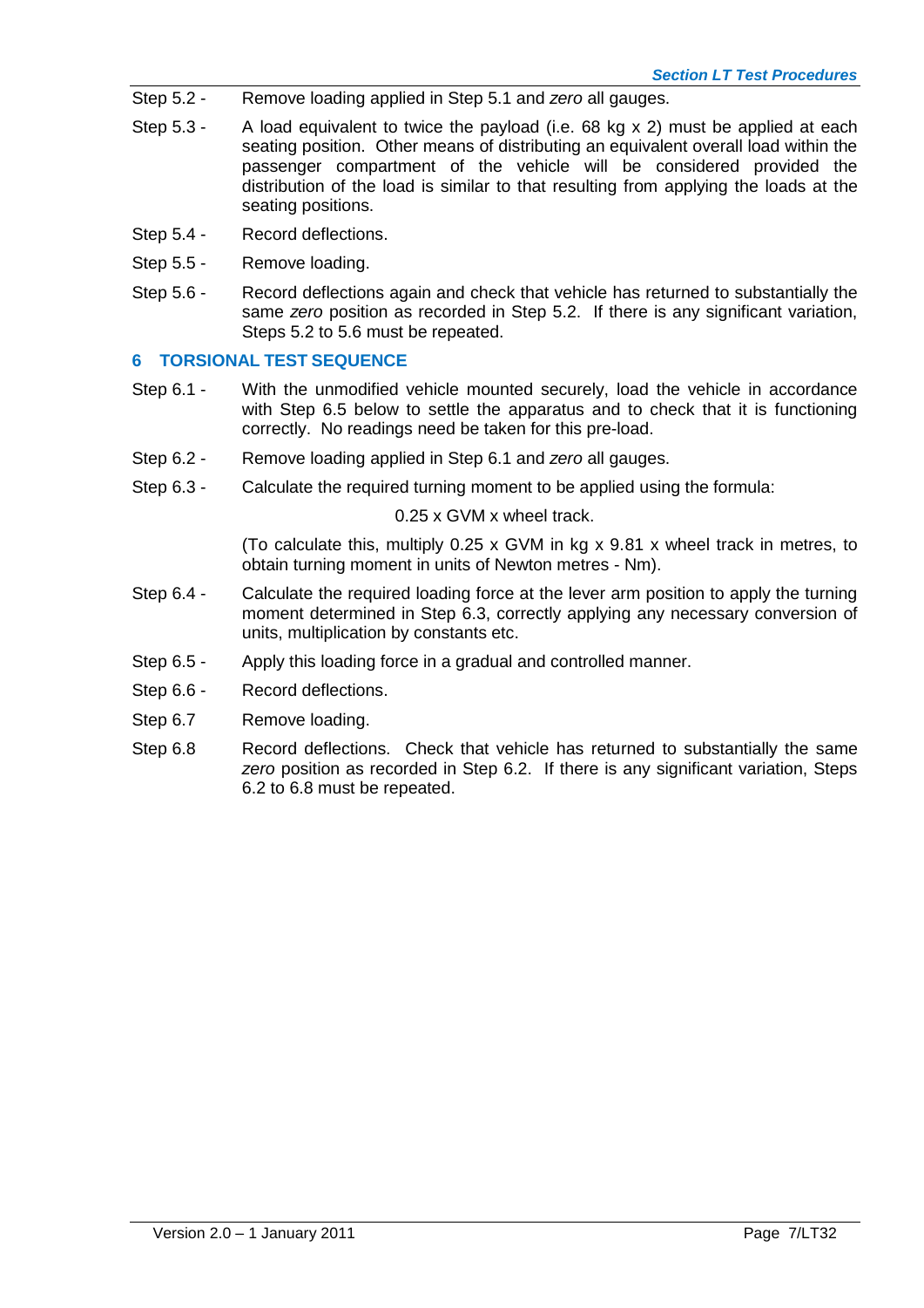Step 5.2 - Remove loading applied in Step 5.1 and *zero* all gauges.

Step 5.3 - A load equivalent to twice the payload (i.e. 68 kg x 2) must be applied at each seating position. Other means of distributing an equivalent overall load within the passenger compartment of the vehicle will be considered provided the distribution of the load is similar to that resulting from applying the loads at the seating positions.

Step 5.4 - Record deflections.

Step 5.5 - Remove loading.

Step 5.6 - Record deflections again and check that vehicle has returned to substantially the same *zero* position as recorded in Step 5.2. If there is any significant variation, Steps 5.2 to 5.6 must be repeated.

## 6 TORSIONAL TEST SEQUENCE

Step 6.1 - With the unmodified vehicle mounted securely, load the vehicle in accordance with Step 6.5 below to settle the apparatus and to check that it is functioning correctly. No readings need be taken for this pre-load.

Step 6.2 - Remove loading applied in Step 6.1 and *zero* all gauges.

Step 6.3 - Calculate the required turning moment to be applied using the formula:

0.25 x GVM x wheel track.

(To calculate this, multiply 0.25 x GVM in kg x 9.81 x wheel track in metres, to obtain turning moment in units of Newton metres - Nm).

Step 6.4 - Calculate the required loading force at the lever arm position to apply the turning moment determined in Step 6.3, correctly applying any necessary conversion of units, multiplication by constants etc.

Step 6.5 - Apply this loading force in a gradual and controlled manner.

Step 6.6 - Record deflections.

Step 6.7 Remove loading.

Step 6.8 Record deflections. Check that vehicle has returned to substantially the same *zero* position as recorded in Step 6.2. If there is any significant variation, Steps 6.2 to 6.8 must be repeated.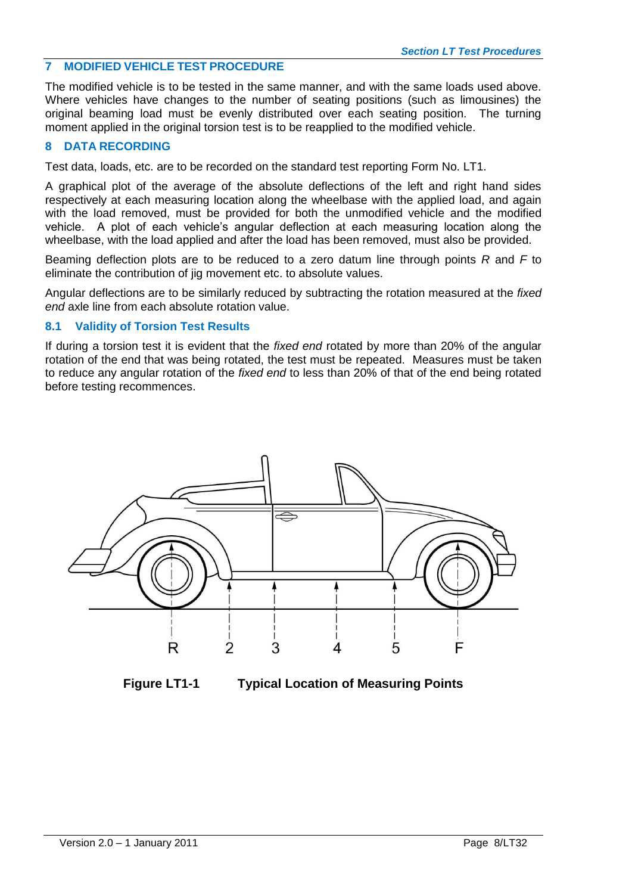## 7 MODIFIED VEHICLE TEST PROCEDURE

The modified vehicle is to be tested in the same manner, and with the same loads used above. Where vehicles have changes to the number of seating positions (such as limousines) the original beaming load must be evenly distributed over each seating position. The turning moment applied in the original torsion test is to be reapplied to the modified vehicle.

## 8 DATA RECORDING

Test data, loads, etc. are to be recorded on the standard test reporting Form No. LT1.

A graphical plot of the average of the absolute deflections of the left and right hand sides respectively at each measuring location along the wheelbase with the applied load, and again with the load removed, must be provided for both the unmodified vehicle and the modified vehicle. A plot of each vehicle's angular deflection at each measuring location along the wheelbase, with the load applied and after the load has been removed, must also be provided.

Beaming deflection plots are to be reduced to a zero datum line through points *R* and *F* to eliminate the contribution of jig movement etc. to absolute values.

Angular deflections are to be similarly reduced by subtracting the rotation measured at the *fixed end* axle line from each absolute rotation value.

### 8.1 Validity of Torsion Test Results

If during a torsion test it is evident that the *fixed end* rotated by more than 20% of the angular rotation of the end that was being rotated, the test must be repeated. Measures must be taken to reduce any angular rotation of the *fixed end* to less than 20% of that of the end being rotated before testing recommences.

R 2 3 4 5 F

**Figure LT1-1 Typical Location of Measuring Points**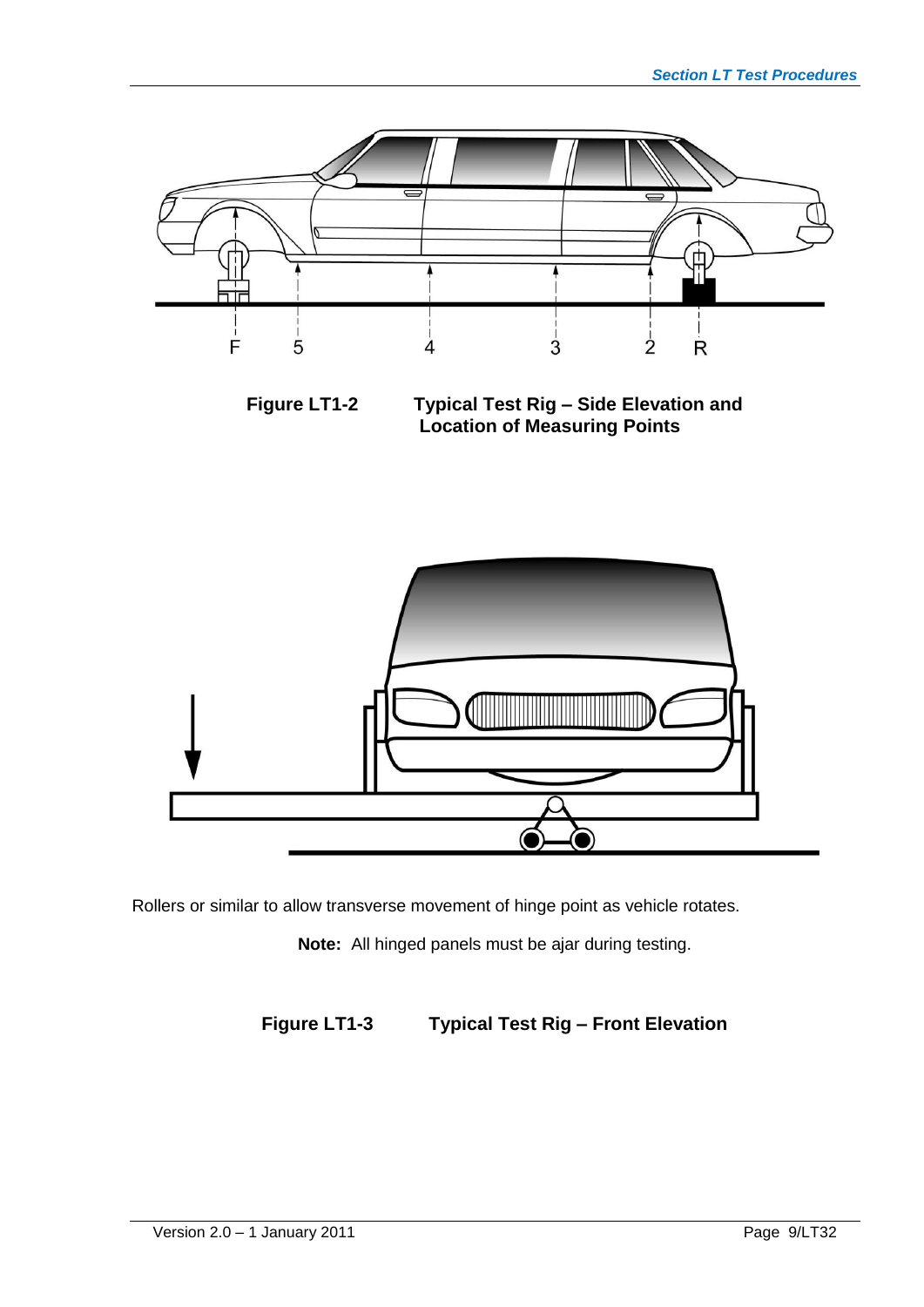F 5 4 3 2 R

**Figure LT1-2 Typical Test Rig – Side Elevation and Location of Measuring Points**

Rollers or similar to allow transverse movement of hinge point as vehicle rotates.

**Note:** All hinged panels must be ajar during testing.

**Figure LT1-3 Typical Test Rig – Front Elevation**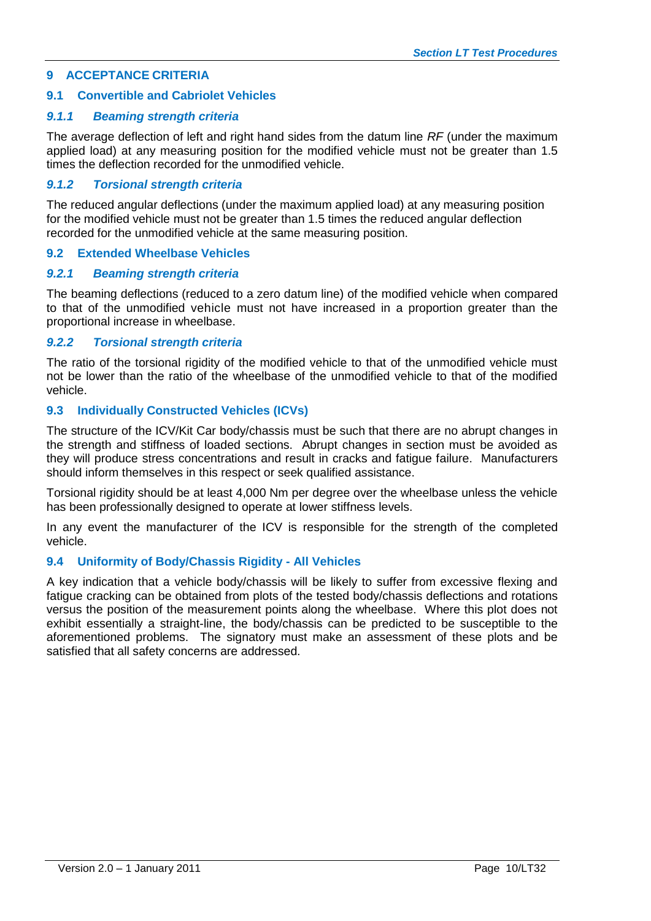# 9 ACCEPTANCE CRITERIA

## 9.1 Convertible and Cabriolet Vehicles

### *9.1.1 Beaming strength criteria*

The average deflection of left and right hand sides from the datum line *RF* (under the maximum applied load) at any measuring position for the modified vehicle must not be greater than 1.5 times the deflection recorded for the unmodified vehicle.

### *9.1.2 Torsional strength criteria*

The reduced angular deflections (under the maximum applied load) at any measuring position for the modified vehicle must not be greater than 1.5 times the reduced angular deflection recorded for the unmodified vehicle at the same measuring position.

## 9.2 Extended Wheelbase Vehicles

### *9.2.1 Beaming strength criteria*

The beaming deflections (reduced to a zero datum line) of the modified vehicle when compared to that of the unmodified vehicle must not have increased in a proportion greater than the proportional increase in wheelbase.

### *9.2.2 Torsional strength criteria*

The ratio of the torsional rigidity of the modified vehicle to that of the unmodified vehicle must not be lower than the ratio of the wheelbase of the unmodified vehicle to that of the modified vehicle.

## 9.3 Individually Constructed Vehicles (ICVs)

The structure of the ICV/Kit Car body/chassis must be such that there are no abrupt changes in the strength and stiffness of loaded sections. Abrupt changes in section must be avoided as they will produce stress concentrations and result in cracks and fatigue failure. Manufacturers should inform themselves in this respect or seek qualified assistance.

Torsional rigidity should be at least 4,000 Nm per degree over the wheelbase unless the vehicle has been professionally designed to operate at lower stiffness levels.

In any event the manufacturer of the ICV is responsible for the strength of the completed vehicle.

## 9.4 Uniformity of Body/Chassis Rigidity - All Vehicles

A key indication that a vehicle body/chassis will be likely to suffer from excessive flexing and fatigue cracking can be obtained from plots of the tested body/chassis deflections and rotations versus the position of the measurement points along the wheelbase. Where this plot does not exhibit essentially a straight-line, the body/chassis can be predicted to be susceptible to the aforementioned problems. The signatory must make an assessment of these plots and be satisfied that all safety concerns are addressed.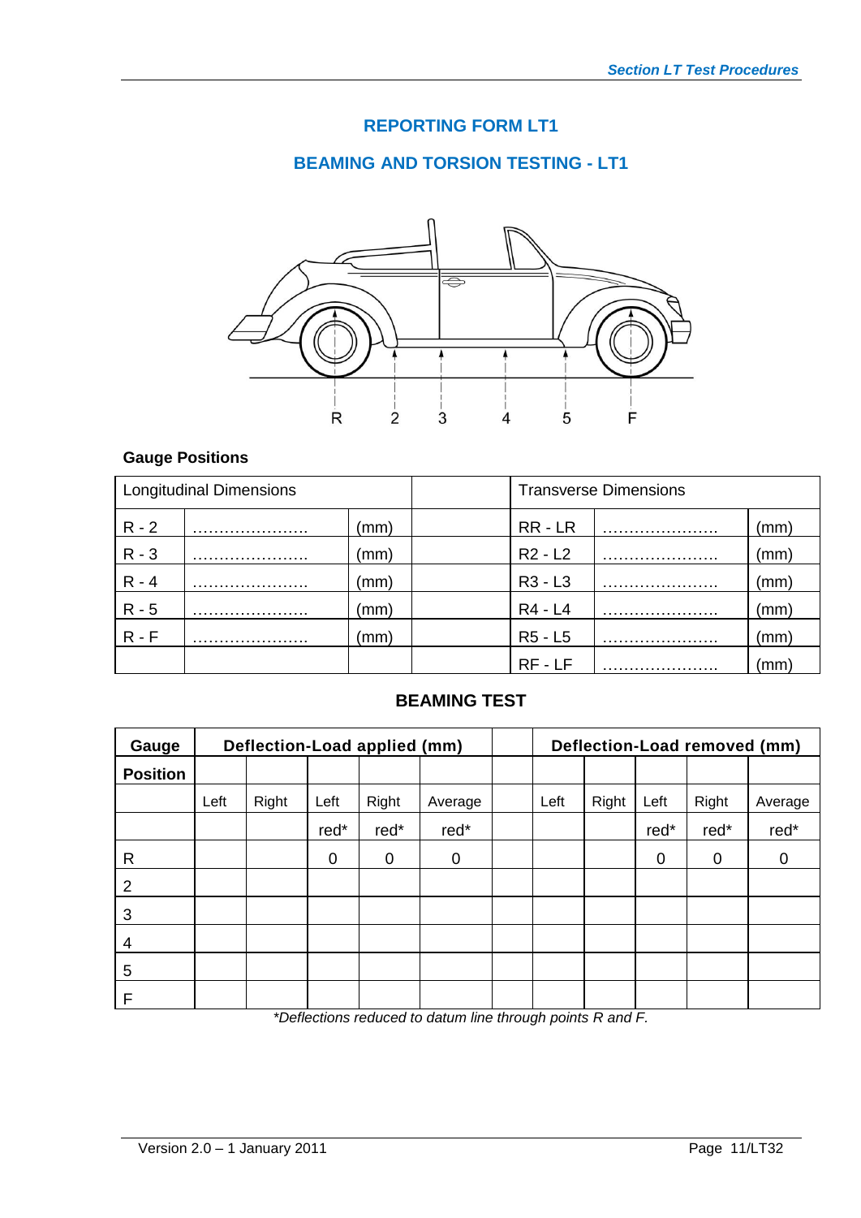## REPORTING FORM LT1

## BEAMING AND TORSION TESTING - LT1

R 2 3 4 5 F

**Gauge Positions**

| Longitudinal Dimensions | | | | Transverse Dimensions | | |
|---|---|---|---|---|---|---|
| R - 2 | …………………. | (mm) | | RR - LR | …………………. | (mm) |
| R - 3 | …………………. | (mm) | | R2 - L2 | …………………. | (mm) |
| R - 4 | …………………. | (mm) | | R3 - L3 | …………………. | (mm) |
| R - 5 | …………………. | (mm) | | R4 - L4 | …………………. | (mm) |
| R - F | …………………. | (mm) | | R5 - L5 | …………………. | (mm) |
| | | | | RF - LF | …………………. | (mm) |

### BEAMING TEST

| **Gauge** | **Deflection-Load applied (mm)** | | | | | | **Deflection-Load removed (mm)** | | | | |
|---|---|---|---|---|---|---|---|---|---|---|---|
| **Position** | | | | | | | | | | | |
| | Left | Right | Left | Right | Average | | Left | Right | Left | Right | Average |
| | | | red* | red* | red* | | | | red* | red* | red* |
| R | | | 0 | 0 | 0 | | | | 0 | 0 | 0 |
| 2 | | | | | | | | | | | |
| 3 | | | | | | | | | | | |
| 4 | | | | | | | | | | | |
| 5 | | | | | | | | | | | |
| F | | | | | | | | | | | |

*\*Deflections reduced to datum line through points R and F.*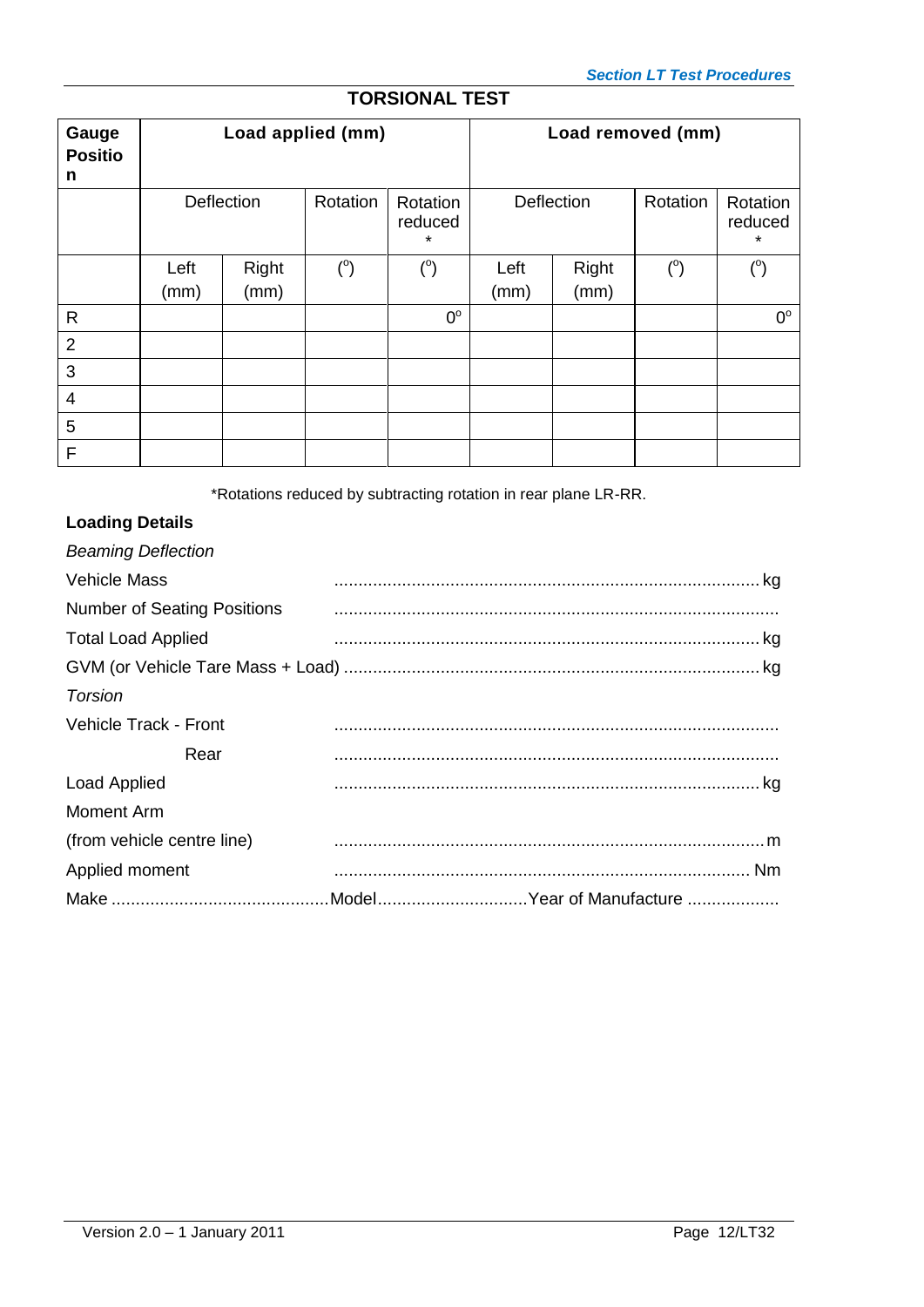## TORSIONAL TEST

| Gauge Position | Load applied (mm) | | | | Load removed (mm) | | | |
|---|---|---|---|---|---|---|---|---|
| | Deflection | | Rotation | Rotation reduced * | Deflection | | Rotation | Rotation reduced * |
| | Left (mm) | Right (mm) | (°) | (°) | Left (mm) | Right (mm) | (°) | (°) |
| R | | | | 0° | | | | 0° |
| 2 | | | | | | | | |
| 3 | | | | | | | | |
| 4 | | | | | | | | |
| 5 | | | | | | | | |
| F | | | | | | | | |

*Rotations reduced by subtracting rotation in rear plane LR-RR.

**Loading Details**

*Beaming Deflection*

Vehicle Mass ........................................................................................ kg

Number of Seating Positions ..........................................................................................

Total Load Applied ........................................................................................ kg

GVM (or Vehicle Tare Mass + Load) ..................................................................................... kg

*Torsion*

Vehicle Track - Front ..........................................................................................

Rear ..........................................................................................

Load Applied ........................................................................................ kg

Moment Arm

(from vehicle centre line) ......................................................................................... m

Applied moment ..................................................................................... Nm

Make ............................................Model..............................Year of Manufacture ...................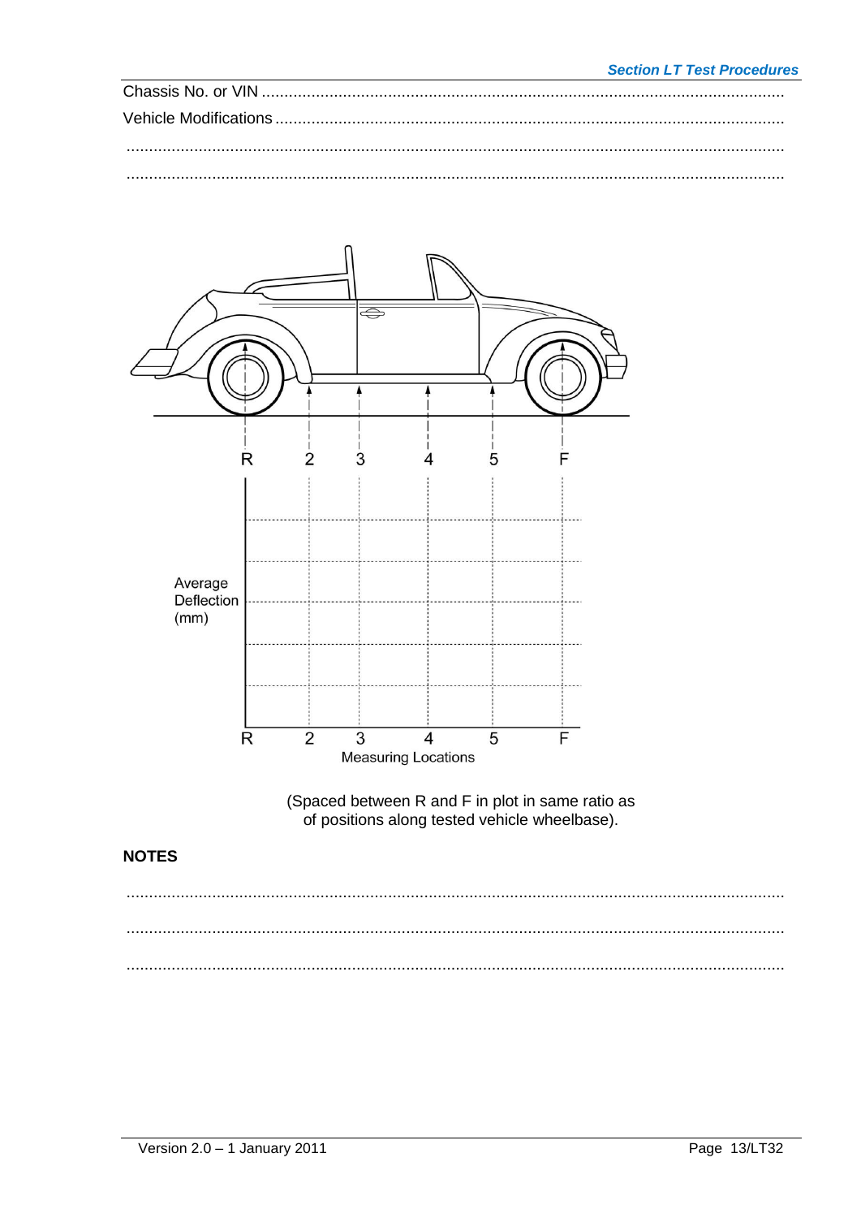Chassis No. or VIN ....................................................................................................................

Vehicle Modifications ...............................................................................................................

...................................................................................................................................................

...................................................................................................................................................

R 2 3 4 5 F

Average Deflection (mm)

R 2 3 4 5 F

Measuring Locations

(Spaced between R and F in plot in same ratio as of positions along tested vehicle wheelbase).

**NOTES**

...................................................................................................................................................

...................................................................................................................................................

...................................................................................................................................................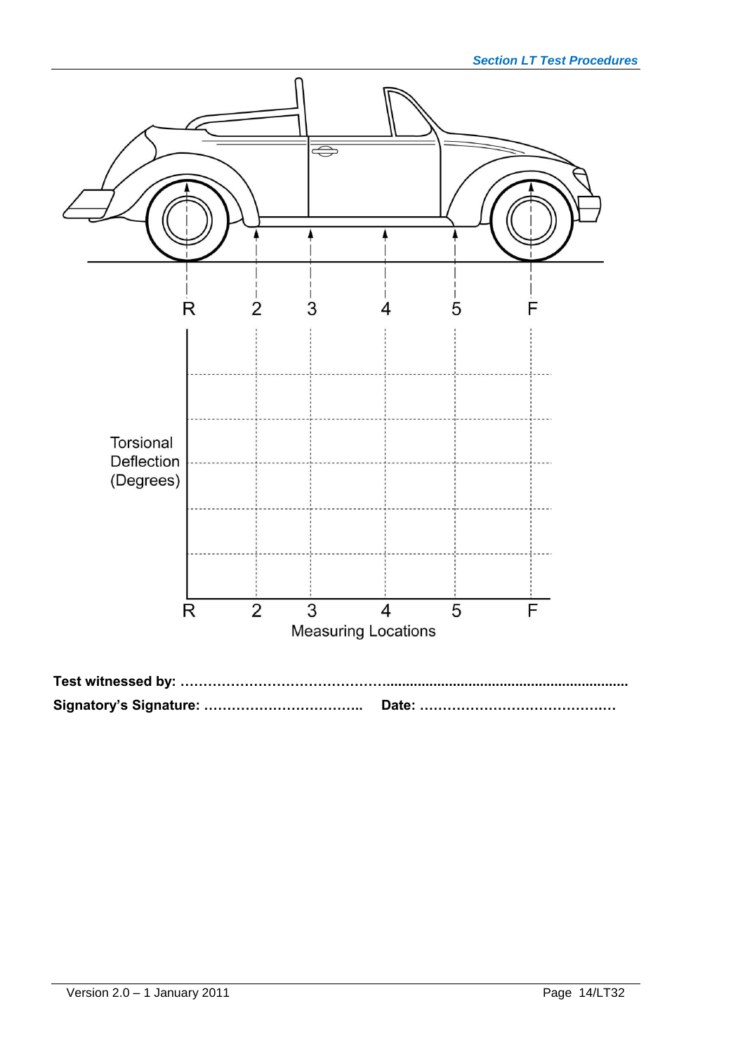R 2 3 4 5 F

Torsional Deflection (Degrees)

R 2 3 4 5 F

Measuring Locations

**Test witnessed by: ……………………………………………………………………………………**

**Signatory's Signature: ……………………………..  Date: ……………………………………**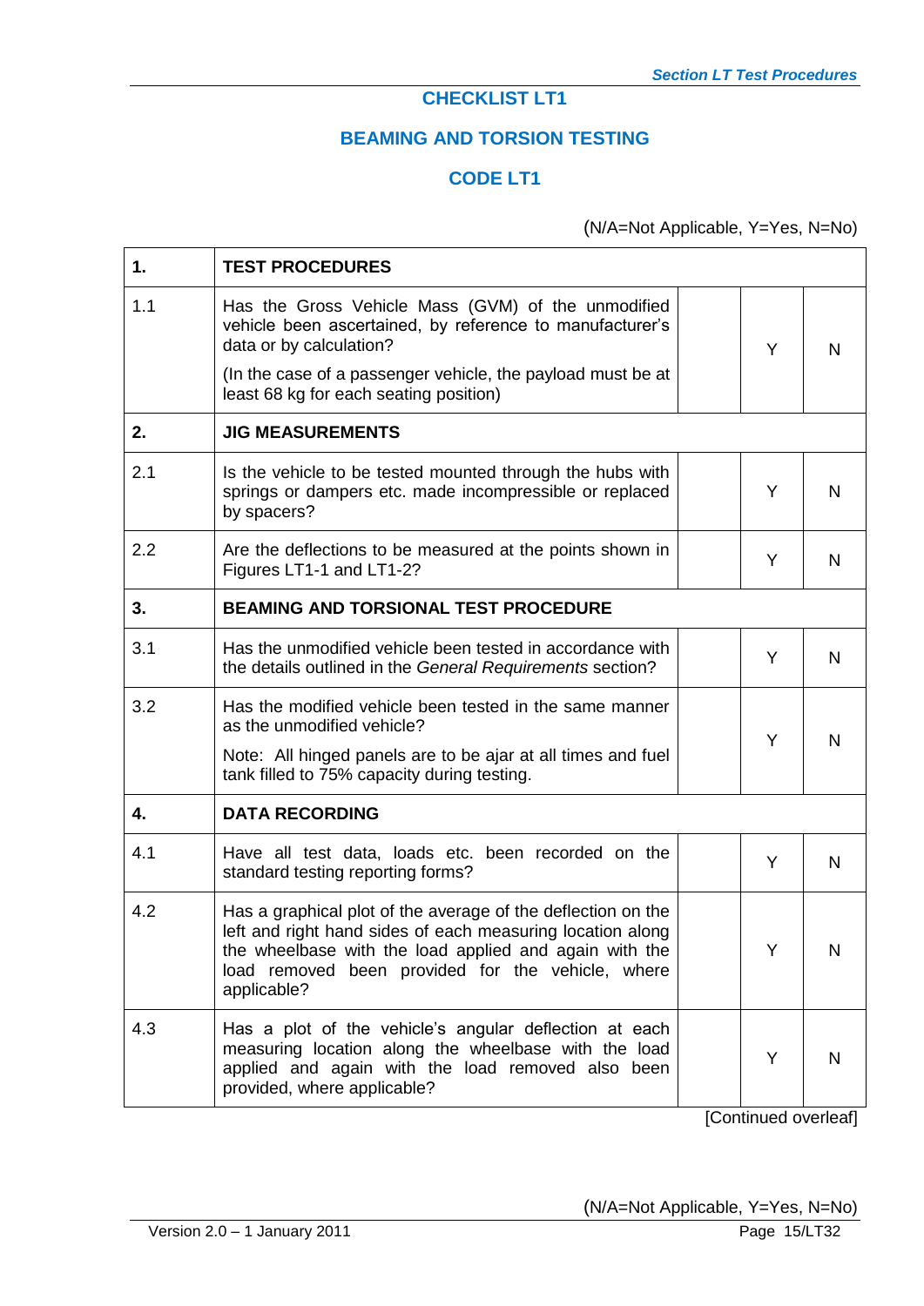# CHECKLIST LT1

## BEAMING AND TORSION TESTING

## CODE LT1

(N/A=Not Applicable, Y=Yes, N=No)

| | | | | |
|---|---|---|---|---|
| **1.** | **TEST PROCEDURES** | | | |
| 1.1 | Has the Gross Vehicle Mass (GVM) of the unmodified vehicle been ascertained, by reference to manufacturer's data or by calculation?<br><br>(In the case of a passenger vehicle, the payload must be at least 68 kg for each seating position) | | Y | N |
| **2.** | **JIG MEASUREMENTS** | | | |
| 2.1 | Is the vehicle to be tested mounted through the hubs with springs or dampers etc. made incompressible or replaced by spacers? | | Y | N |
| 2.2 | Are the deflections to be measured at the points shown in Figures LT1-1 and LT1-2? | | Y | N |
| **3.** | **BEAMING AND TORSIONAL TEST PROCEDURE** | | | |
| 3.1 | Has the unmodified vehicle been tested in accordance with the details outlined in the *General Requirements* section? | | Y | N |
| 3.2 | Has the modified vehicle been tested in the same manner as the unmodified vehicle?<br><br>Note: All hinged panels are to be ajar at all times and fuel tank filled to 75% capacity during testing. | | Y | N |
| **4.** | **DATA RECORDING** | | | |
| 4.1 | Have all test data, loads etc. been recorded on the standard testing reporting forms? | | Y | N |
| 4.2 | Has a graphical plot of the average of the deflection on the left and right hand sides of each measuring location along the wheelbase with the load applied and again with the load removed been provided for the vehicle, where applicable? | | Y | N |
| 4.3 | Has a plot of the vehicle's angular deflection at each measuring location along the wheelbase with the load applied and again with the load removed also been provided, where applicable? | | Y | N |

[Continued overleaf]

(N/A=Not Applicable, Y=Yes, N=No)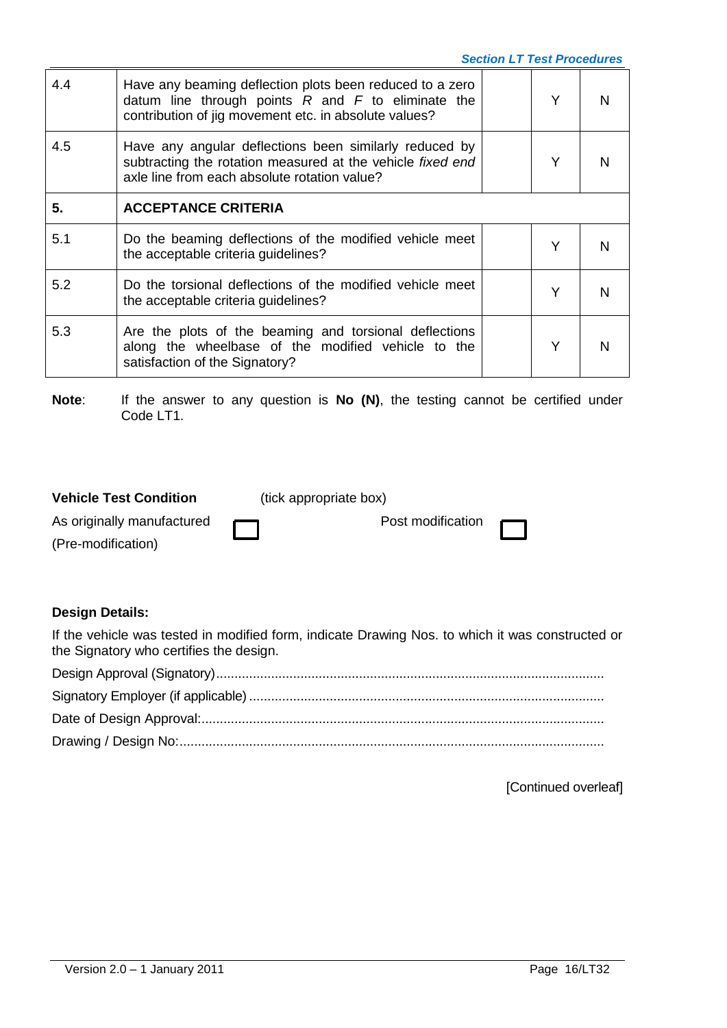| | | | | |
|---|---|---|---|---|
| 4.4 | Have any beaming deflection plots been reduced to a zero datum line through points *R* and *F* to eliminate the contribution of jig movement etc. in absolute values? | | Y | N |
| 4.5 | Have any angular deflections been similarly reduced by subtracting the rotation measured at the vehicle *fixed end* axle line from each absolute rotation value? | | Y | N |
| **5.** | **ACCEPTANCE CRITERIA** | | | |
| 5.1 | Do the beaming deflections of the modified vehicle meet the acceptable criteria guidelines? | | Y | N |
| 5.2 | Do the torsional deflections of the modified vehicle meet the acceptable criteria guidelines? | | Y | N |
| 5.3 | Are the plots of the beaming and torsional deflections along the wheelbase of the modified vehicle to the satisfaction of the Signatory? | | Y | N |

**Note**: If the answer to any question is **No (N)**, the testing cannot be certified under Code LT1.

**Vehicle Test Condition** (tick appropriate box)

As originally manufactured (Pre-modification) ☐ Post modification ☐

**Design Details:**

If the vehicle was tested in modified form, indicate Drawing Nos. to which it was constructed or the Signatory who certifies the design.

Design Approval (Signatory)........................................................................................................

Signatory Employer (if applicable) ...............................................................................................

Date of Design Approval:............................................................................................................

Drawing / Design No:..................................................................................................................

[Continued overleaf]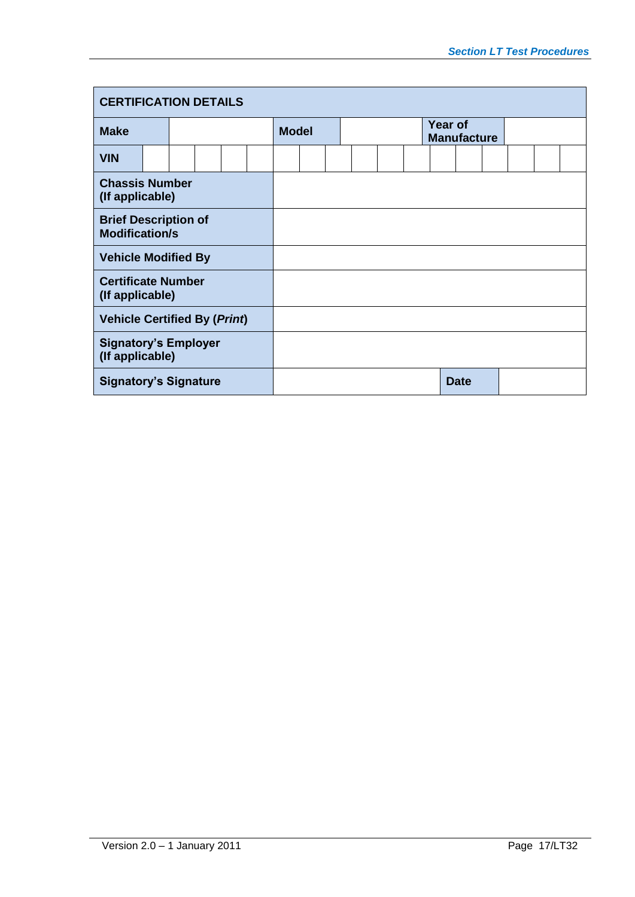| **CERTIFICATION DETAILS** | | | | | | | | | | | | | | | | | |
|---|---|---|---|---|---|---|---|---|---|---|---|---|---|---|---|---|---|
| **Make** | | | | | | **Model** | | | | | | **Year of Manufacture** | | | | | |
| **VIN** | | | | | | | | | | | | | | | | | |
| **Chassis Number (If applicable)** | | | | | | | | | | | | | | | | | |
| **Brief Description of Modification/s** | | | | | | | | | | | | | | | | | |
| **Vehicle Modified By** | | | | | | | | | | | | | | | | | |
| **Certificate Number (If applicable)** | | | | | | | | | | | | | | | | | |
| **Vehicle Certified By (*Print*)** | | | | | | | | | | | | | | | | | |
| **Signatory's Employer (If applicable)** | | | | | | | | | | | | | | | | | |
| **Signatory's Signature** | | | | | | | | | | | | **Date** | | | | | |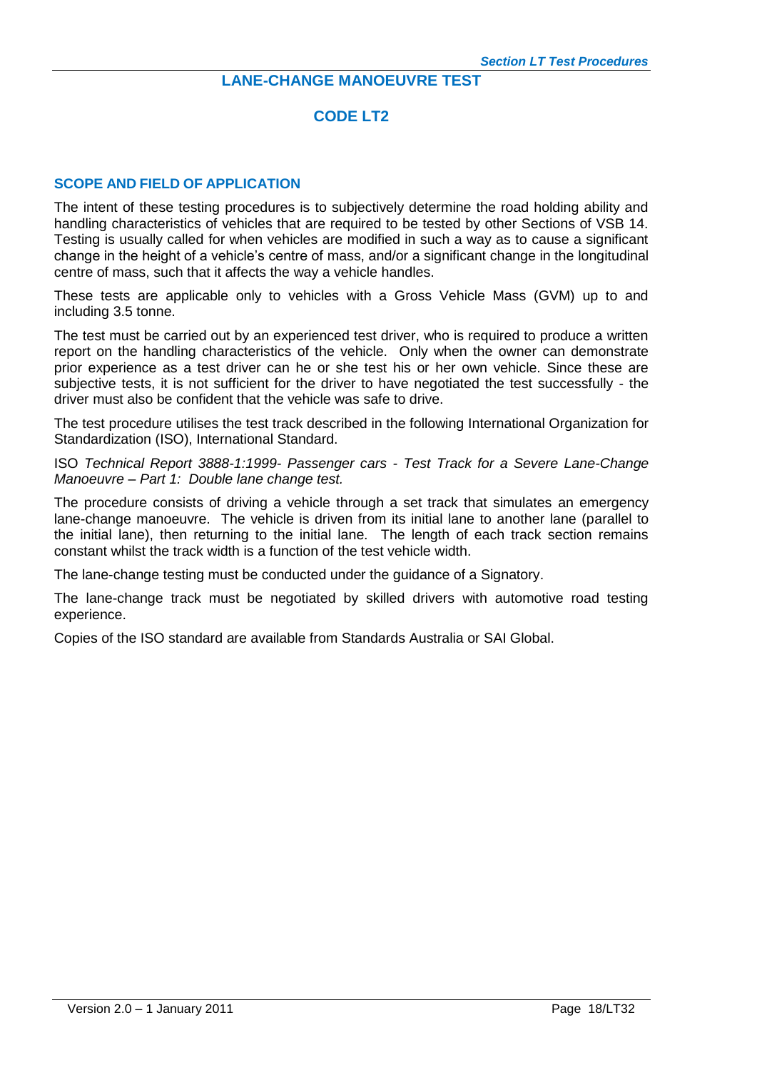# LANE-CHANGE MANOEUVRE TEST

## CODE LT2

### SCOPE AND FIELD OF APPLICATION

The intent of these testing procedures is to subjectively determine the road holding ability and handling characteristics of vehicles that are required to be tested by other Sections of VSB 14. Testing is usually called for when vehicles are modified in such a way as to cause a significant change in the height of a vehicle's centre of mass, and/or a significant change in the longitudinal centre of mass, such that it affects the way a vehicle handles.

These tests are applicable only to vehicles with a Gross Vehicle Mass (GVM) up to and including 3.5 tonne.

The test must be carried out by an experienced test driver, who is required to produce a written report on the handling characteristics of the vehicle. Only when the owner can demonstrate prior experience as a test driver can he or she test his or her own vehicle. Since these are subjective tests, it is not sufficient for the driver to have negotiated the test successfully - the driver must also be confident that the vehicle was safe to drive.

The test procedure utilises the test track described in the following International Organization for Standardization (ISO), International Standard.

ISO *Technical Report 3888-1:1999- Passenger cars - Test Track for a Severe Lane-Change Manoeuvre – Part 1: Double lane change test.*

The procedure consists of driving a vehicle through a set track that simulates an emergency lane-change manoeuvre. The vehicle is driven from its initial lane to another lane (parallel to the initial lane), then returning to the initial lane. The length of each track section remains constant whilst the track width is a function of the test vehicle width.

The lane-change testing must be conducted under the guidance of a Signatory.

The lane-change track must be negotiated by skilled drivers with automotive road testing experience.

Copies of the ISO standard are available from Standards Australia or SAI Global.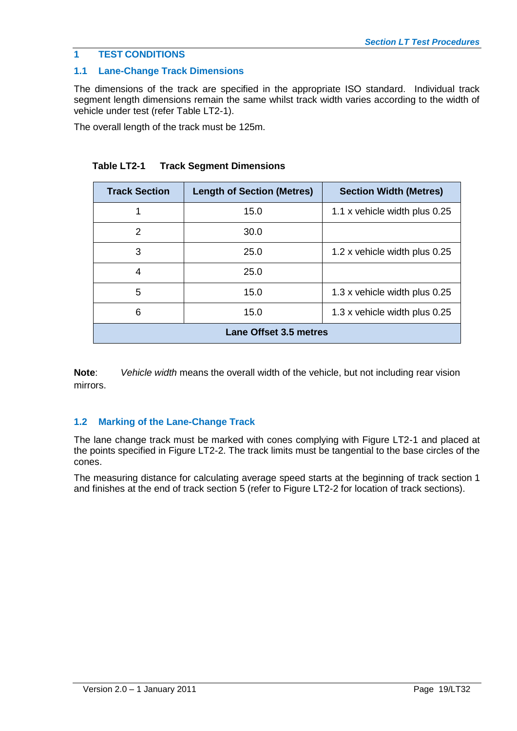## 1 TEST CONDITIONS

### 1.1 Lane-Change Track Dimensions

The dimensions of the track are specified in the appropriate ISO standard. Individual track segment length dimensions remain the same whilst track width varies according to the width of vehicle under test (refer Table LT2-1).

The overall length of the track must be 125m.

**Table LT2-1 Track Segment Dimensions**

| Track Section | Length of Section (Metres) | Section Width (Metres) |
|---|---|---|
| 1 | 15.0 | 1.1 x vehicle width plus 0.25 |
| 2 | 30.0 | |
| 3 | 25.0 | 1.2 x vehicle width plus 0.25 |
| 4 | 25.0 | |
| 5 | 15.0 | 1.3 x vehicle width plus 0.25 |
| 6 | 15.0 | 1.3 x vehicle width plus 0.25 |
| **Lane Offset 3.5 metres** | | |

**Note**: *Vehicle width* means the overall width of the vehicle, but not including rear vision mirrors.

### 1.2 Marking of the Lane-Change Track

The lane change track must be marked with cones complying with Figure LT2-1 and placed at the points specified in Figure LT2-2. The track limits must be tangential to the base circles of the cones.

The measuring distance for calculating average speed starts at the beginning of track section 1 and finishes at the end of track section 5 (refer to Figure LT2-2 for location of track sections).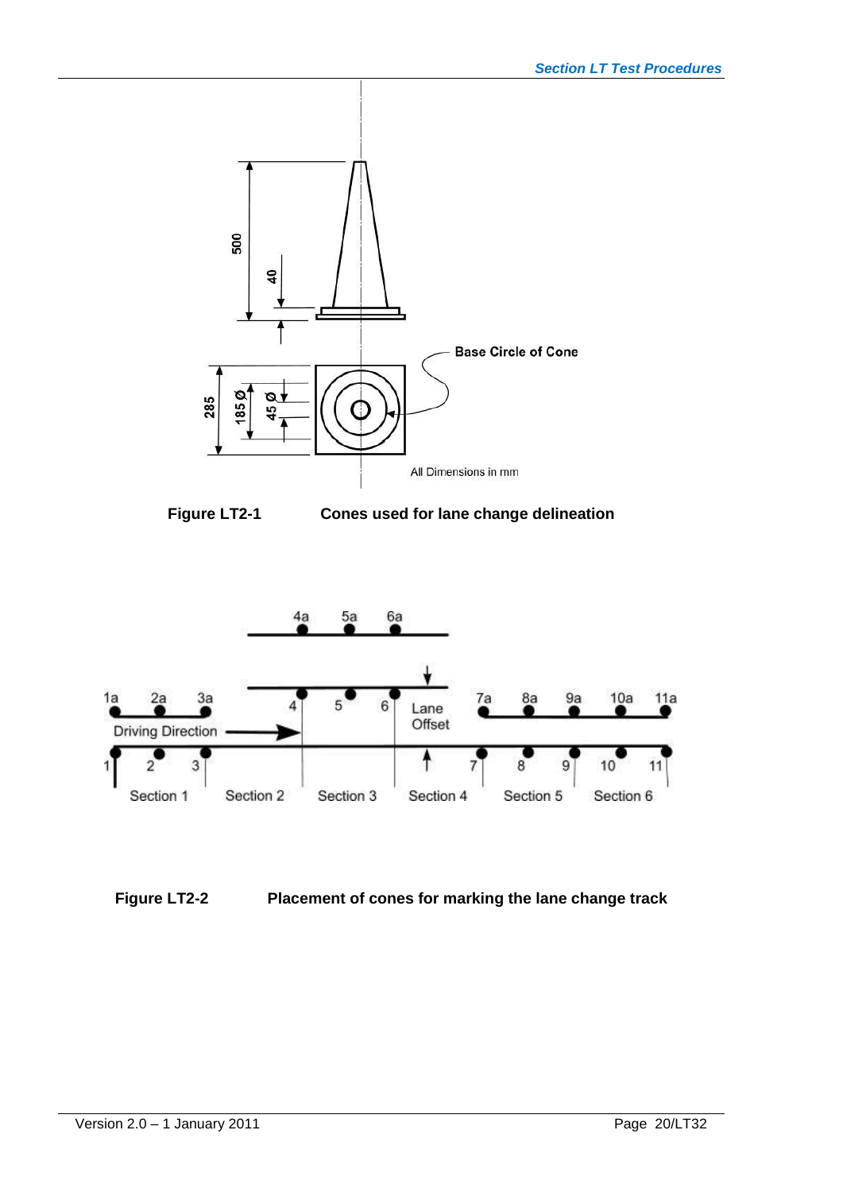Figure LT2-1 Cones used for lane change delineation

Figure LT2-2 Placement of cones for marking the lane change track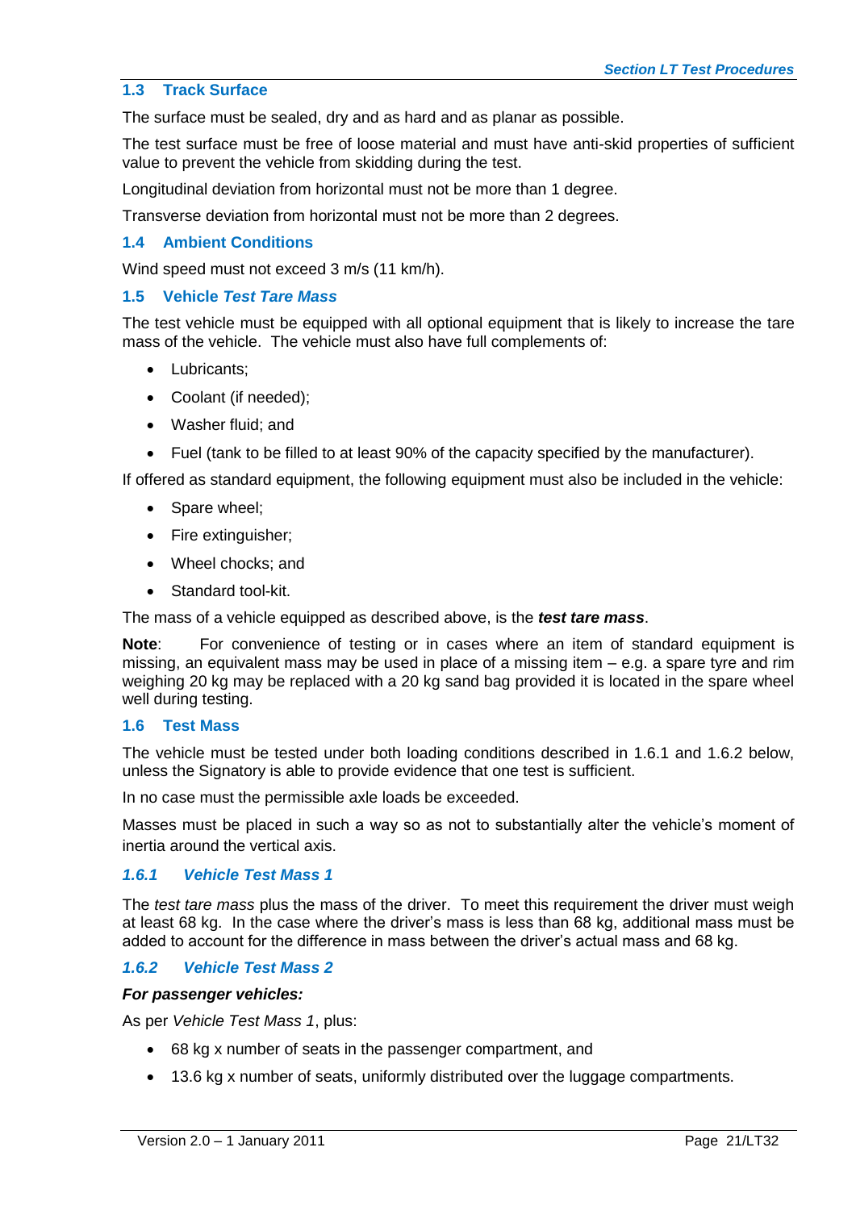## 1.3 Track Surface

The surface must be sealed, dry and as hard and as planar as possible.

The test surface must be free of loose material and must have anti-skid properties of sufficient value to prevent the vehicle from skidding during the test.

Longitudinal deviation from horizontal must not be more than 1 degree.

Transverse deviation from horizontal must not be more than 2 degrees.

## 1.4 Ambient Conditions

Wind speed must not exceed 3 m/s (11 km/h).

## 1.5 Vehicle *Test Tare Mass*

The test vehicle must be equipped with all optional equipment that is likely to increase the tare mass of the vehicle. The vehicle must also have full complements of:

- Lubricants;
- Coolant (if needed);
- Washer fluid; and
- Fuel (tank to be filled to at least 90% of the capacity specified by the manufacturer).

If offered as standard equipment, the following equipment must also be included in the vehicle:

- Spare wheel;
- Fire extinguisher;
- Wheel chocks; and
- Standard tool-kit.

The mass of a vehicle equipped as described above, is the ***test tare mass***.

**Note**: For convenience of testing or in cases where an item of standard equipment is missing, an equivalent mass may be used in place of a missing item – e.g. a spare tyre and rim weighing 20 kg may be replaced with a 20 kg sand bag provided it is located in the spare wheel well during testing.

## 1.6 Test Mass

The vehicle must be tested under both loading conditions described in 1.6.1 and 1.6.2 below, unless the Signatory is able to provide evidence that one test is sufficient.

In no case must the permissible axle loads be exceeded.

Masses must be placed in such a way so as not to substantially alter the vehicle's moment of inertia around the vertical axis.

### *1.6.1 Vehicle Test Mass 1*

The *test tare mass* plus the mass of the driver. To meet this requirement the driver must weigh at least 68 kg. In the case where the driver's mass is less than 68 kg, additional mass must be added to account for the difference in mass between the driver's actual mass and 68 kg.

### *1.6.2 Vehicle Test Mass 2*

***For passenger vehicles:***

As per *Vehicle Test Mass 1*, plus:

- 68 kg x number of seats in the passenger compartment, and
- 13.6 kg x number of seats, uniformly distributed over the luggage compartments.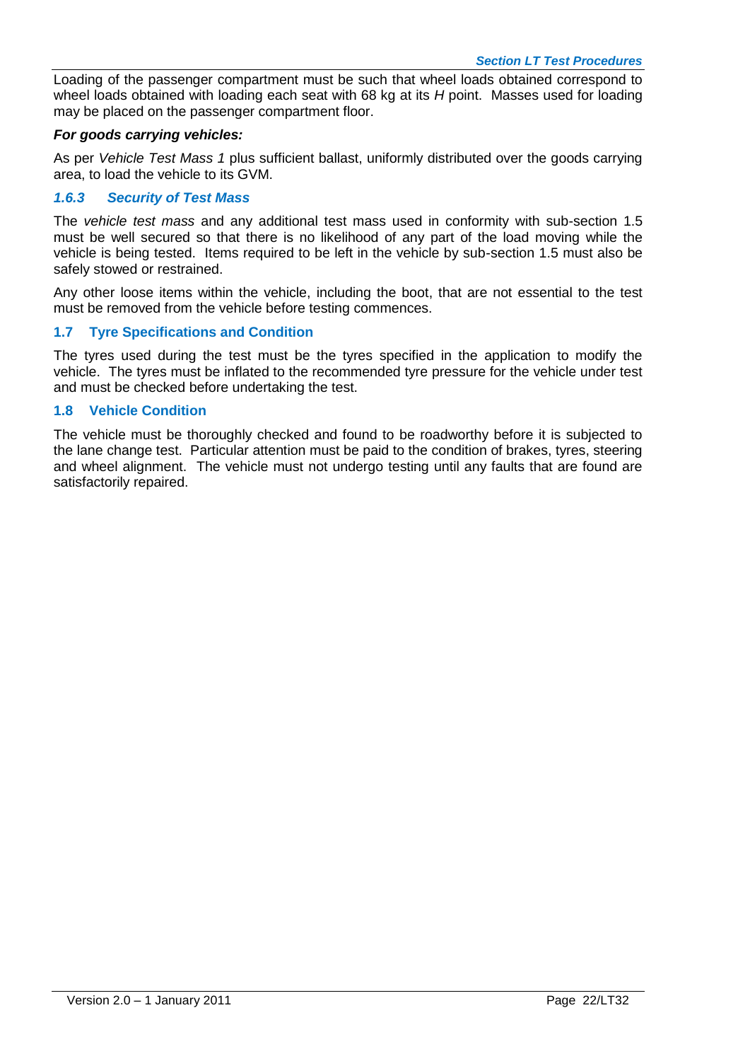Loading of the passenger compartment must be such that wheel loads obtained correspond to wheel loads obtained with loading each seat with 68 kg at its *H* point. Masses used for loading may be placed on the passenger compartment floor.

***For goods carrying vehicles:***

As per *Vehicle Test Mass 1* plus sufficient ballast, uniformly distributed over the goods carrying area, to load the vehicle to its GVM.

#### *1.6.3 Security of Test Mass*

The *vehicle test mass* and any additional test mass used in conformity with sub-section 1.5 must be well secured so that there is no likelihood of any part of the load moving while the vehicle is being tested. Items required to be left in the vehicle by sub-section 1.5 must also be safely stowed or restrained.

Any other loose items within the vehicle, including the boot, that are not essential to the test must be removed from the vehicle before testing commences.

### 1.7 Tyre Specifications and Condition

The tyres used during the test must be the tyres specified in the application to modify the vehicle. The tyres must be inflated to the recommended tyre pressure for the vehicle under test and must be checked before undertaking the test.

### 1.8 Vehicle Condition

The vehicle must be thoroughly checked and found to be roadworthy before it is subjected to the lane change test. Particular attention must be paid to the condition of brakes, tyres, steering and wheel alignment. The vehicle must not undergo testing until any faults that are found are satisfactorily repaired.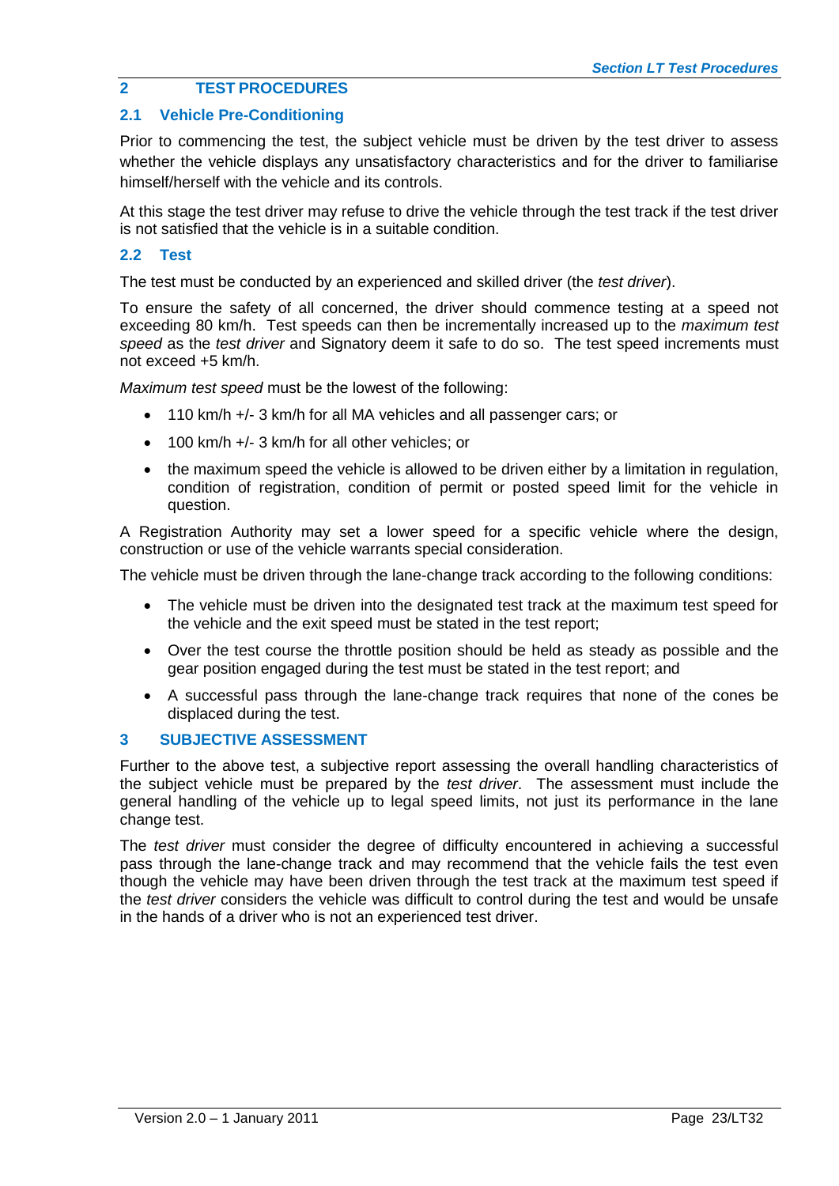## 2 TEST PROCEDURES

### 2.1 Vehicle Pre-Conditioning

Prior to commencing the test, the subject vehicle must be driven by the test driver to assess whether the vehicle displays any unsatisfactory characteristics and for the driver to familiarise himself/herself with the vehicle and its controls.

At this stage the test driver may refuse to drive the vehicle through the test track if the test driver is not satisfied that the vehicle is in a suitable condition.

### 2.2 Test

The test must be conducted by an experienced and skilled driver (the *test driver*).

To ensure the safety of all concerned, the driver should commence testing at a speed not exceeding 80 km/h. Test speeds can then be incrementally increased up to the *maximum test speed* as the *test driver* and Signatory deem it safe to do so. The test speed increments must not exceed +5 km/h.

*Maximum test speed* must be the lowest of the following:

- 110 km/h +/- 3 km/h for all MA vehicles and all passenger cars; or
- 100 km/h +/- 3 km/h for all other vehicles; or
- the maximum speed the vehicle is allowed to be driven either by a limitation in regulation, condition of registration, condition of permit or posted speed limit for the vehicle in question.

A Registration Authority may set a lower speed for a specific vehicle where the design, construction or use of the vehicle warrants special consideration.

The vehicle must be driven through the lane-change track according to the following conditions:

- The vehicle must be driven into the designated test track at the maximum test speed for the vehicle and the exit speed must be stated in the test report;
- Over the test course the throttle position should be held as steady as possible and the gear position engaged during the test must be stated in the test report; and
- A successful pass through the lane-change track requires that none of the cones be displaced during the test.

## 3 SUBJECTIVE ASSESSMENT

Further to the above test, a subjective report assessing the overall handling characteristics of the subject vehicle must be prepared by the *test driver*. The assessment must include the general handling of the vehicle up to legal speed limits, not just its performance in the lane change test.

The *test driver* must consider the degree of difficulty encountered in achieving a successful pass through the lane-change track and may recommend that the vehicle fails the test even though the vehicle may have been driven through the test track at the maximum test speed if the *test driver* considers the vehicle was difficult to control during the test and would be unsafe in the hands of a driver who is not an experienced test driver.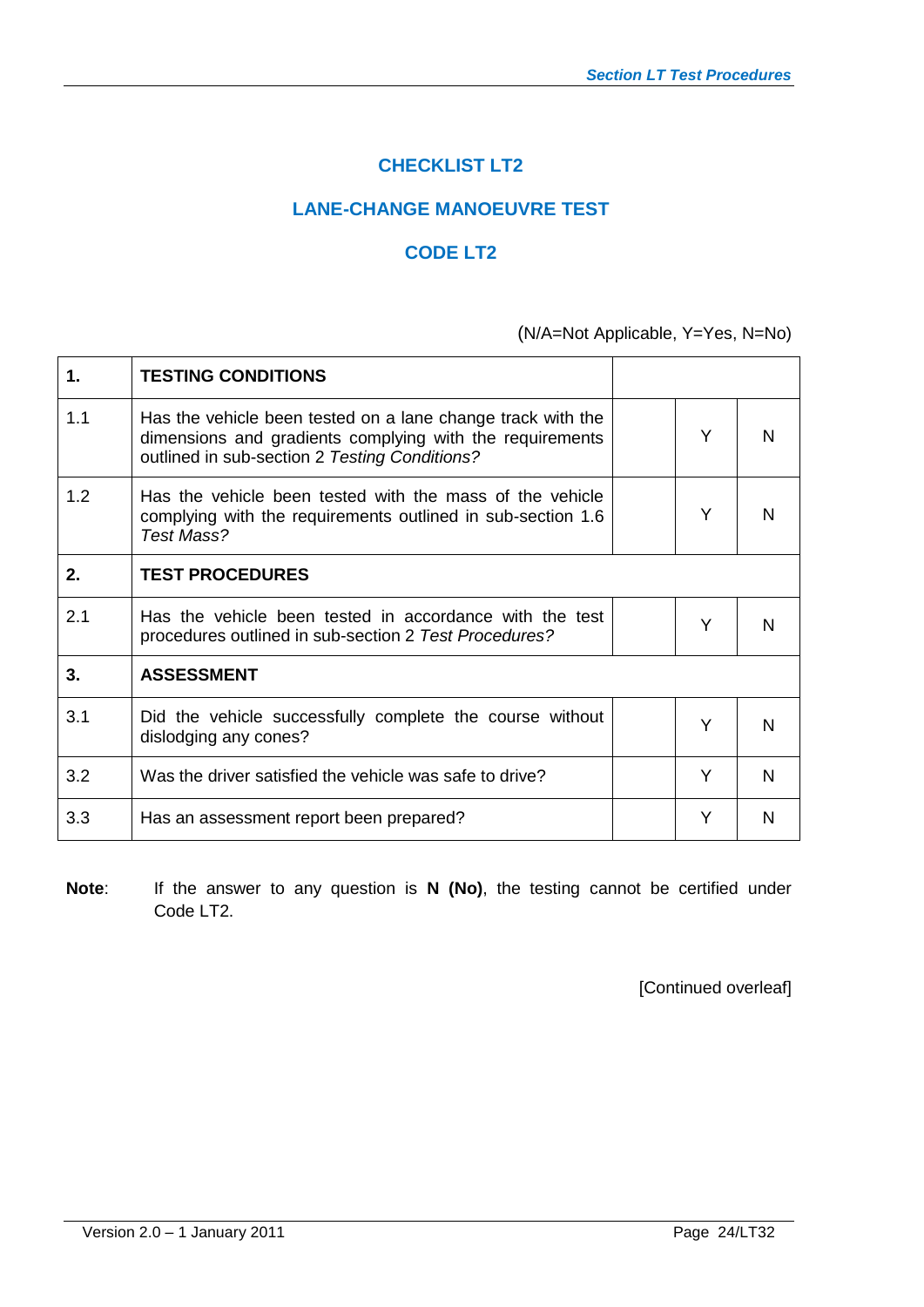## CHECKLIST LT2

## LANE-CHANGE MANOEUVRE TEST

## CODE LT2

(N/A=Not Applicable, Y=Yes, N=No)

| | | | | |
|---|---|---|---|---|
| **1.** | **TESTING CONDITIONS** | | | |
| 1.1 | Has the vehicle been tested on a lane change track with the dimensions and gradients complying with the requirements outlined in sub-section 2 *Testing Conditions?* | | Y | N |
| 1.2 | Has the vehicle been tested with the mass of the vehicle complying with the requirements outlined in sub-section 1.6 *Test Mass?* | | Y | N |
| **2.** | **TEST PROCEDURES** | | | |
| 2.1 | Has the vehicle been tested in accordance with the test procedures outlined in sub-section 2 *Test Procedures?* | | Y | N |
| **3.** | **ASSESSMENT** | | | |
| 3.1 | Did the vehicle successfully complete the course without dislodging any cones? | | Y | N |
| 3.2 | Was the driver satisfied the vehicle was safe to drive? | | Y | N |
| 3.3 | Has an assessment report been prepared? | | Y | N |

**Note**: If the answer to any question is **N (No)**, the testing cannot be certified under Code LT2.

[Continued overleaf]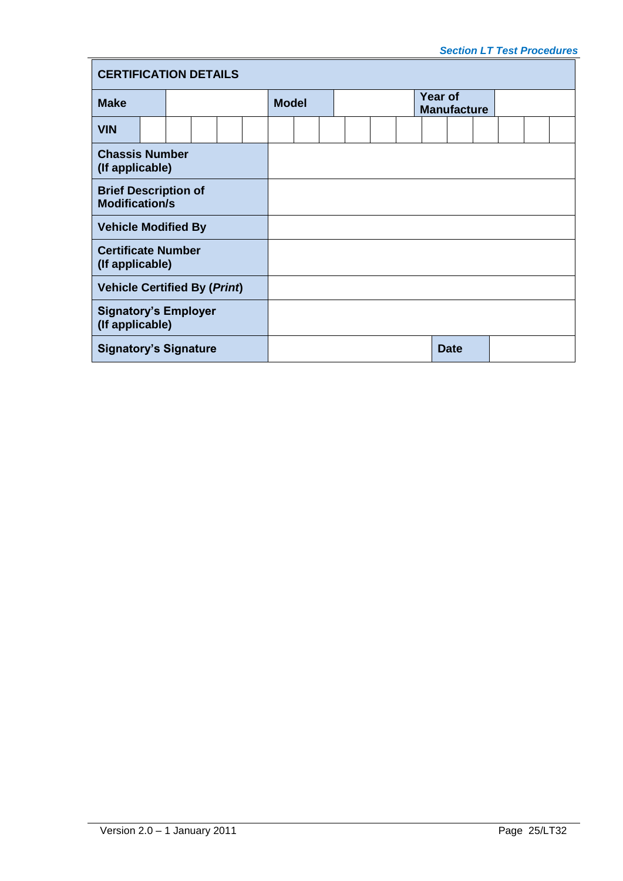| CERTIFICATION DETAILS | | | | | |
|---|---|---|---|---|---|
| **Make** | | **Model** | | **Year of Manufacture** | |
| **VIN** | | | | | |
| **Chassis Number (If applicable)** | | | | | |
| **Brief Description of Modification/s** | | | | | |
| **Vehicle Modified By** | | | | | |
| **Certificate Number (If applicable)** | | | | | |
| **Vehicle Certified By (*Print*)** | | | | | |
| **Signatory's Employer (If applicable)** | | | | | |
| **Signatory's Signature** | | | | **Date** | |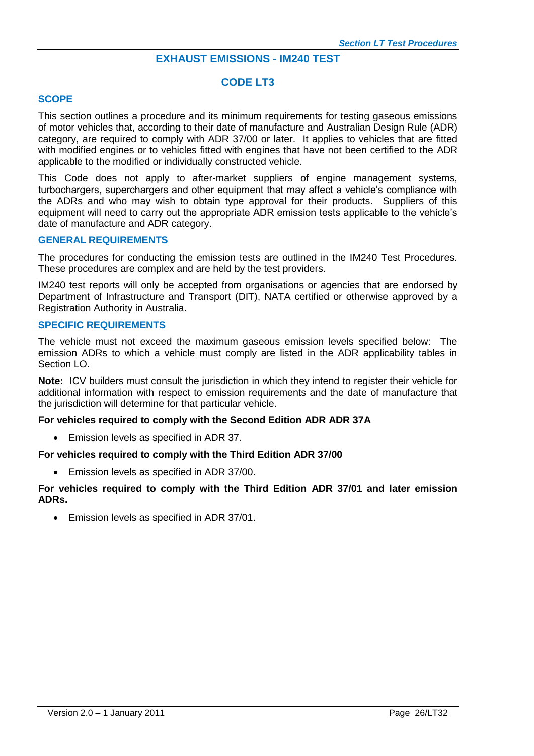# EXHAUST EMISSIONS - IM240 TEST

## CODE LT3

### SCOPE

This section outlines a procedure and its minimum requirements for testing gaseous emissions of motor vehicles that, according to their date of manufacture and Australian Design Rule (ADR) category, are required to comply with ADR 37/00 or later. It applies to vehicles that are fitted with modified engines or to vehicles fitted with engines that have not been certified to the ADR applicable to the modified or individually constructed vehicle.

This Code does not apply to after-market suppliers of engine management systems, turbochargers, superchargers and other equipment that may affect a vehicle's compliance with the ADRs and who may wish to obtain type approval for their products. Suppliers of this equipment will need to carry out the appropriate ADR emission tests applicable to the vehicle's date of manufacture and ADR category.

### GENERAL REQUIREMENTS

The procedures for conducting the emission tests are outlined in the IM240 Test Procedures. These procedures are complex and are held by the test providers.

IM240 test reports will only be accepted from organisations or agencies that are endorsed by Department of Infrastructure and Transport (DIT), NATA certified or otherwise approved by a Registration Authority in Australia.

### SPECIFIC REQUIREMENTS

The vehicle must not exceed the maximum gaseous emission levels specified below: The emission ADRs to which a vehicle must comply are listed in the ADR applicability tables in Section LO.

**Note:** ICV builders must consult the jurisdiction in which they intend to register their vehicle for additional information with respect to emission requirements and the date of manufacture that the jurisdiction will determine for that particular vehicle.

**For vehicles required to comply with the Second Edition ADR ADR 37A**

- Emission levels as specified in ADR 37.

**For vehicles required to comply with the Third Edition ADR 37/00**

- Emission levels as specified in ADR 37/00.

**For vehicles required to comply with the Third Edition ADR 37/01 and later emission ADRs.**

- Emission levels as specified in ADR 37/01.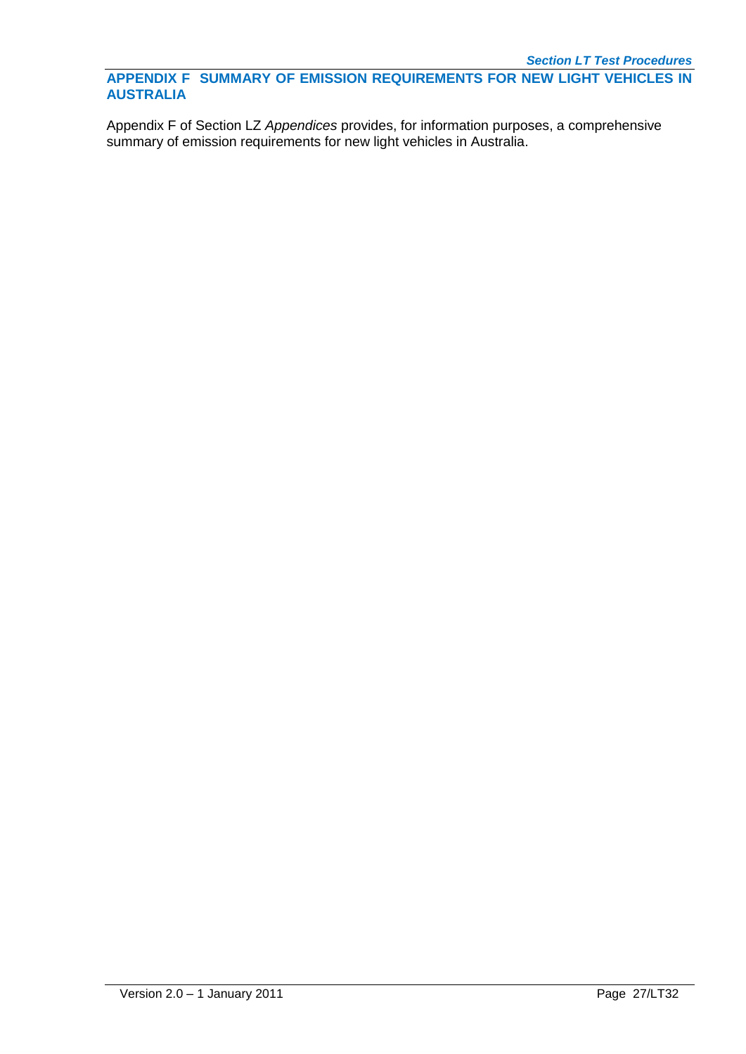## APPENDIX F SUMMARY OF EMISSION REQUIREMENTS FOR NEW LIGHT VEHICLES IN AUSTRALIA

Appendix F of Section LZ *Appendices* provides, for information purposes, a comprehensive summary of emission requirements for new light vehicles in Australia.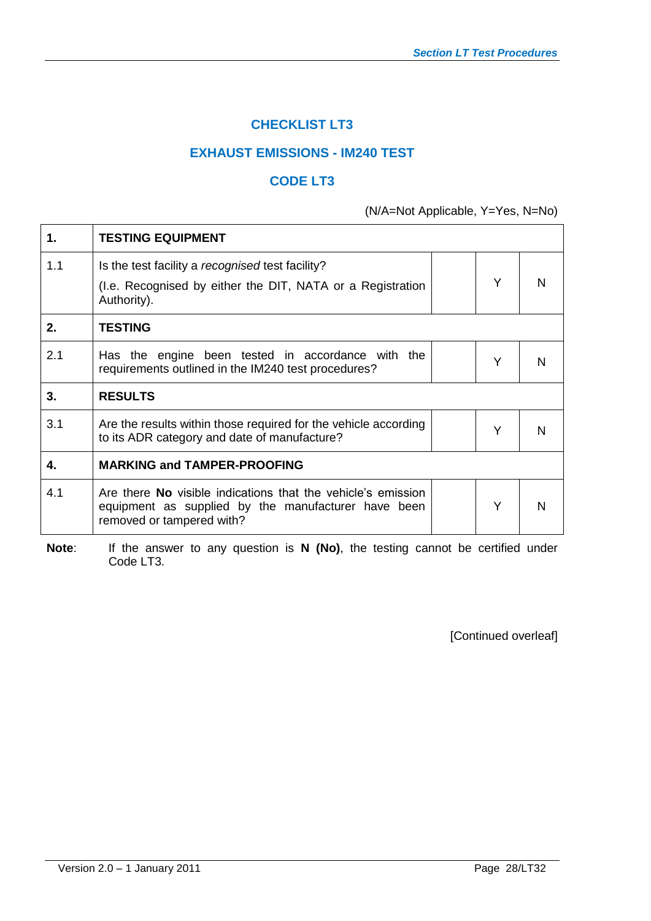## CHECKLIST LT3

## EXHAUST EMISSIONS - IM240 TEST

## CODE LT3

(N/A=Not Applicable, Y=Yes, N=No)

| **1.** | **TESTING EQUIPMENT** | | | |
|---|---|---|---|---|
| 1.1 | Is the test facility a *recognised* test facility?<br>(I.e. Recognised by either the DIT, NATA or a Registration Authority). | | Y | N |
| **2.** | **TESTING** | | | |
| 2.1 | Has the engine been tested in accordance with the requirements outlined in the IM240 test procedures? | | Y | N |
| **3.** | **RESULTS** | | | |
| 3.1 | Are the results within those required for the vehicle according to its ADR category and date of manufacture? | | Y | N |
| **4.** | **MARKING and TAMPER-PROOFING** | | | |
| 4.1 | Are there **No** visible indications that the vehicle's emission equipment as supplied by the manufacturer have been removed or tampered with? | | Y | N |

**Note**: If the answer to any question is **N (No)**, the testing cannot be certified under Code LT3.

[Continued overleaf]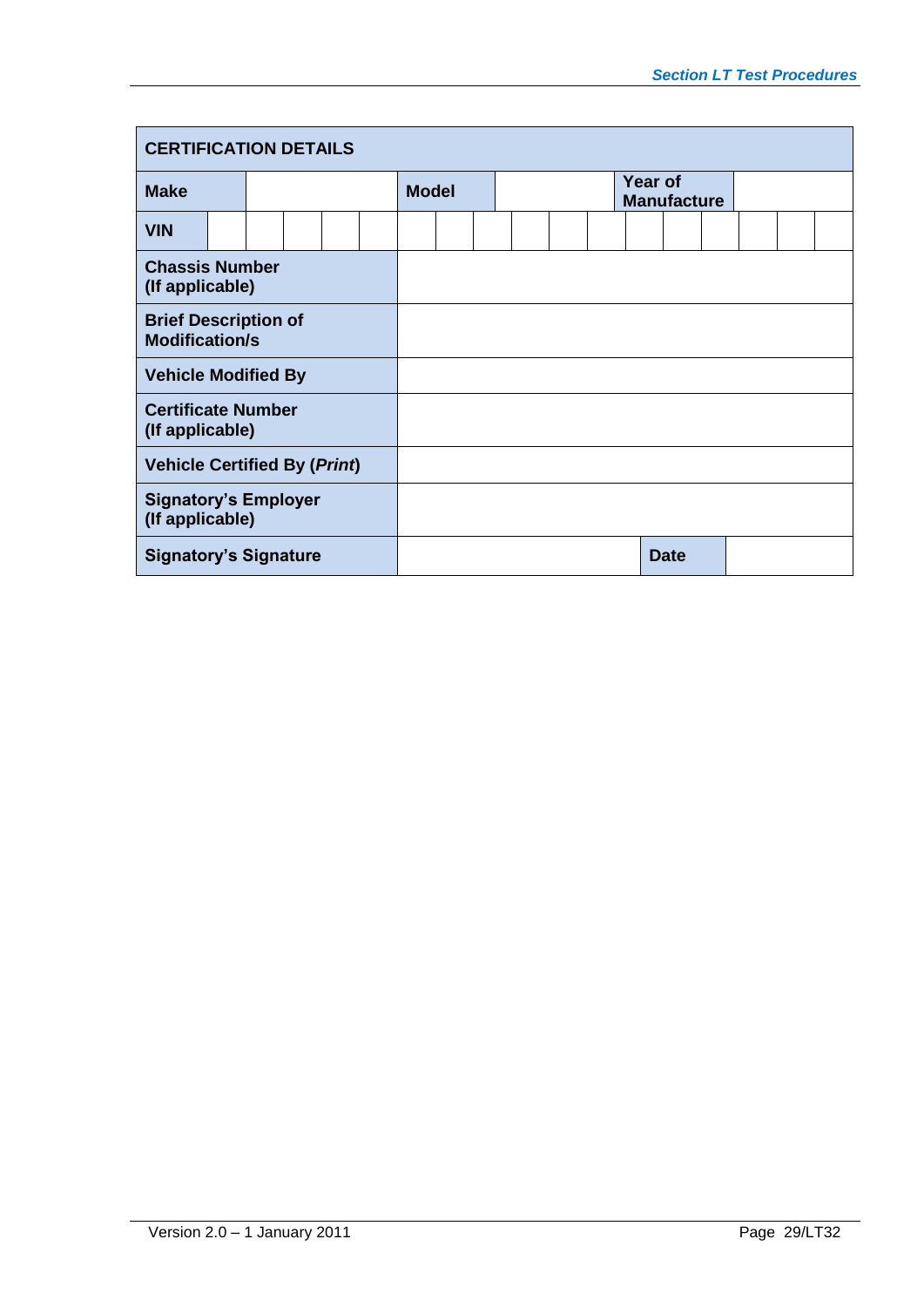| **CERTIFICATION DETAILS** | | | | | |
|---|---|---|---|---|---|
| **Make** | | **Model** | | **Year of Manufacture** | |
| **VIN** | | | | | |
| **Chassis Number (If applicable)** | | | | | |
| **Brief Description of Modification/s** | | | | | |
| **Vehicle Modified By** | | | | | |
| **Certificate Number (If applicable)** | | | | | |
| **Vehicle Certified By (*Print*)** | | | | | |
| **Signatory's Employer (If applicable)** | | | | | |
| **Signatory's Signature** | | | | **Date** | |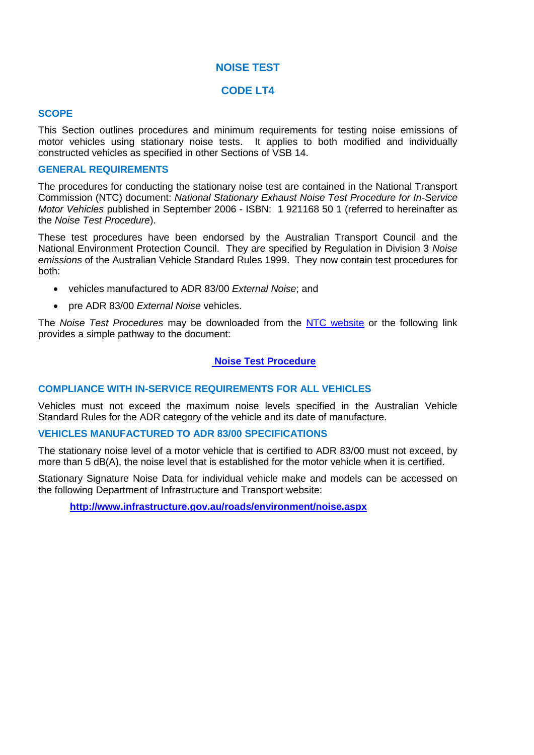# NOISE TEST

# CODE LT4

## SCOPE

This Section outlines procedures and minimum requirements for testing noise emissions of motor vehicles using stationary noise tests. It applies to both modified and individually constructed vehicles as specified in other Sections of VSB 14.

## GENERAL REQUIREMENTS

The procedures for conducting the stationary noise test are contained in the National Transport Commission (NTC) document: *National Stationary Exhaust Noise Test Procedure for In-Service Motor Vehicles* published in September 2006 - ISBN: 1 921168 50 1 (referred to hereinafter as the *Noise Test Procedure*).

These test procedures have been endorsed by the Australian Transport Council and the National Environment Protection Council. They are specified by Regulation in Division 3 *Noise emissions* of the Australian Vehicle Standard Rules 1999. They now contain test procedures for both:

- vehicles manufactured to ADR 83/00 *External Noise*; and
- pre ADR 83/00 *External Noise* vehicles.

The *Noise Test Procedures* may be downloaded from the [NTC website]() or the following link provides a simple pathway to the document:

**[Noise Test Procedure]()**

## COMPLIANCE WITH IN-SERVICE REQUIREMENTS FOR ALL VEHICLES

Vehicles must not exceed the maximum noise levels specified in the Australian Vehicle Standard Rules for the ADR category of the vehicle and its date of manufacture.

## VEHICLES MANUFACTURED TO ADR 83/00 SPECIFICATIONS

The stationary noise level of a motor vehicle that is certified to ADR 83/00 must not exceed, by more than 5 dB(A), the noise level that is established for the motor vehicle when it is certified.

Stationary Signature Noise Data for individual vehicle make and models can be accessed on the following Department of Infrastructure and Transport website:

**http://www.infrastructure.gov.au/roads/environment/noise.aspx**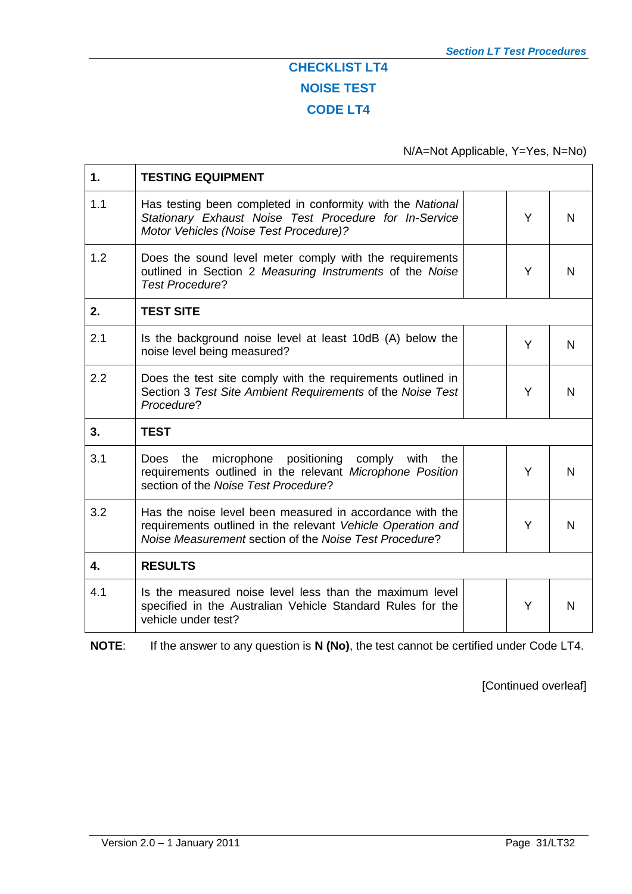## CHECKLIST LT4

## NOISE TEST

## CODE LT4

N/A=Not Applicable, Y=Yes, N=No)

| | | | | |
|---|---|---|---|---|
| **1.** | **TESTING EQUIPMENT** | | | |
| 1.1 | Has testing been completed in conformity with the *National Stationary Exhaust Noise Test Procedure for In-Service Motor Vehicles (Noise Test Procedure)?* | | Y | N |
| 1.2 | Does the sound level meter comply with the requirements outlined in Section 2 *Measuring Instruments* of the *Noise Test Procedure*? | | Y | N |
| **2.** | **TEST SITE** | | | |
| 2.1 | Is the background noise level at least 10dB (A) below the noise level being measured? | | Y | N |
| 2.2 | Does the test site comply with the requirements outlined in Section 3 *Test Site Ambient Requirements* of the *Noise Test Procedure*? | | Y | N |
| **3.** | **TEST** | | | |
| 3.1 | Does the microphone positioning comply with the requirements outlined in the relevant *Microphone Position* section of the *Noise Test Procedure*? | | Y | N |
| 3.2 | Has the noise level been measured in accordance with the requirements outlined in the relevant *Vehicle Operation and Noise Measurement* section of the *Noise Test Procedure*? | | Y | N |
| **4.** | **RESULTS** | | | |
| 4.1 | Is the measured noise level less than the maximum level specified in the Australian Vehicle Standard Rules for the vehicle under test? | | Y | N |

**NOTE**: If the answer to any question is **N (No)**, the test cannot be certified under Code LT4.

[Continued overleaf]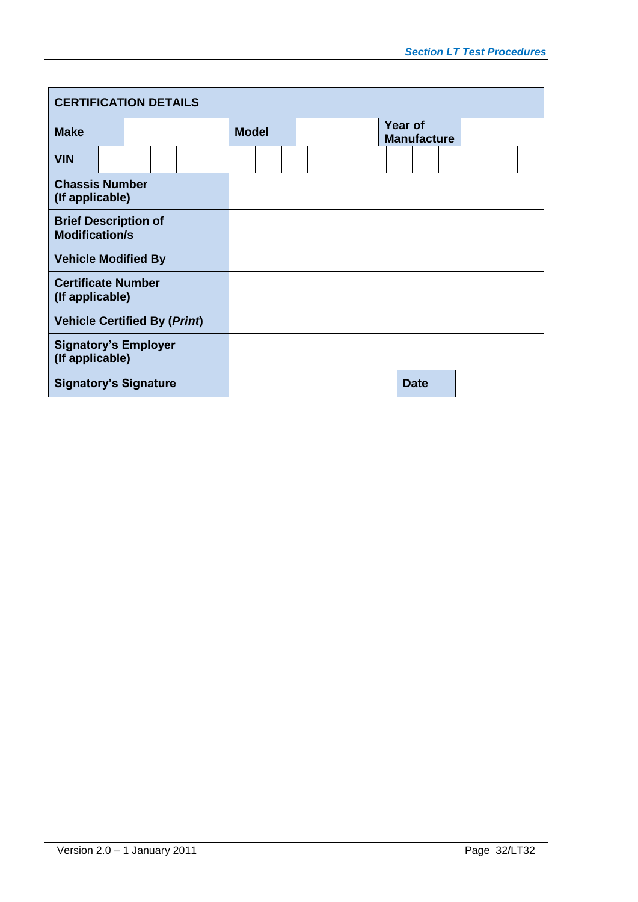| CERTIFICATION DETAILS | | | | | |
|---|---|---|---|---|---|
| **Make** | | **Model** | | **Year of Manufacture** | |
| **VIN** | | | | | |
| **Chassis Number (If applicable)** | | | | | |
| **Brief Description of Modification/s** | | | | | |
| **Vehicle Modified By** | | | | | |
| **Certificate Number (If applicable)** | | | | | |
| **Vehicle Certified By (*Print*)** | | | | | |
| **Signatory's Employer (If applicable)** | | | | | |
| **Signatory's Signature** | | | | **Date** | |